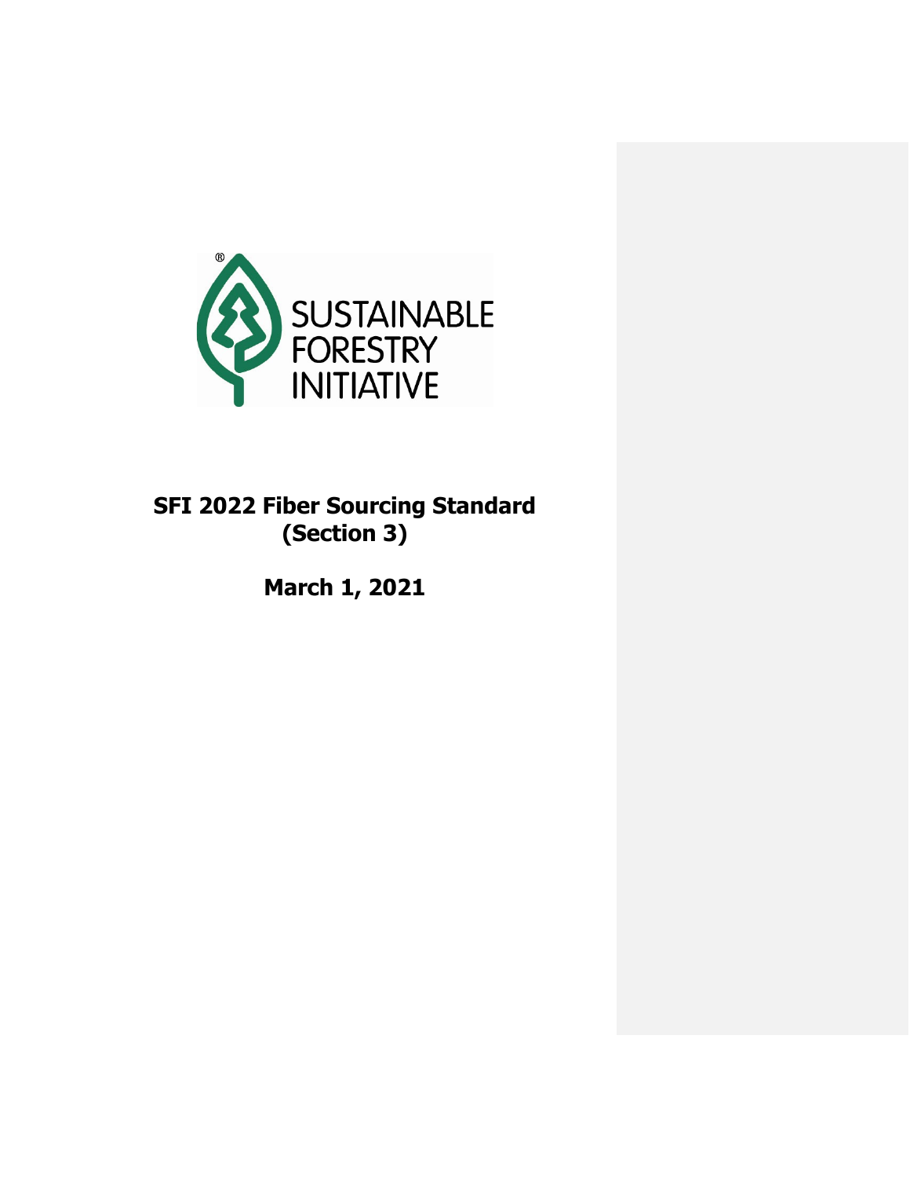SUSTAINABLE FORESTRY INITIATIVE

# SFI 2022 Fiber Sourcing Standard (Section 3)

**March 1, 2021**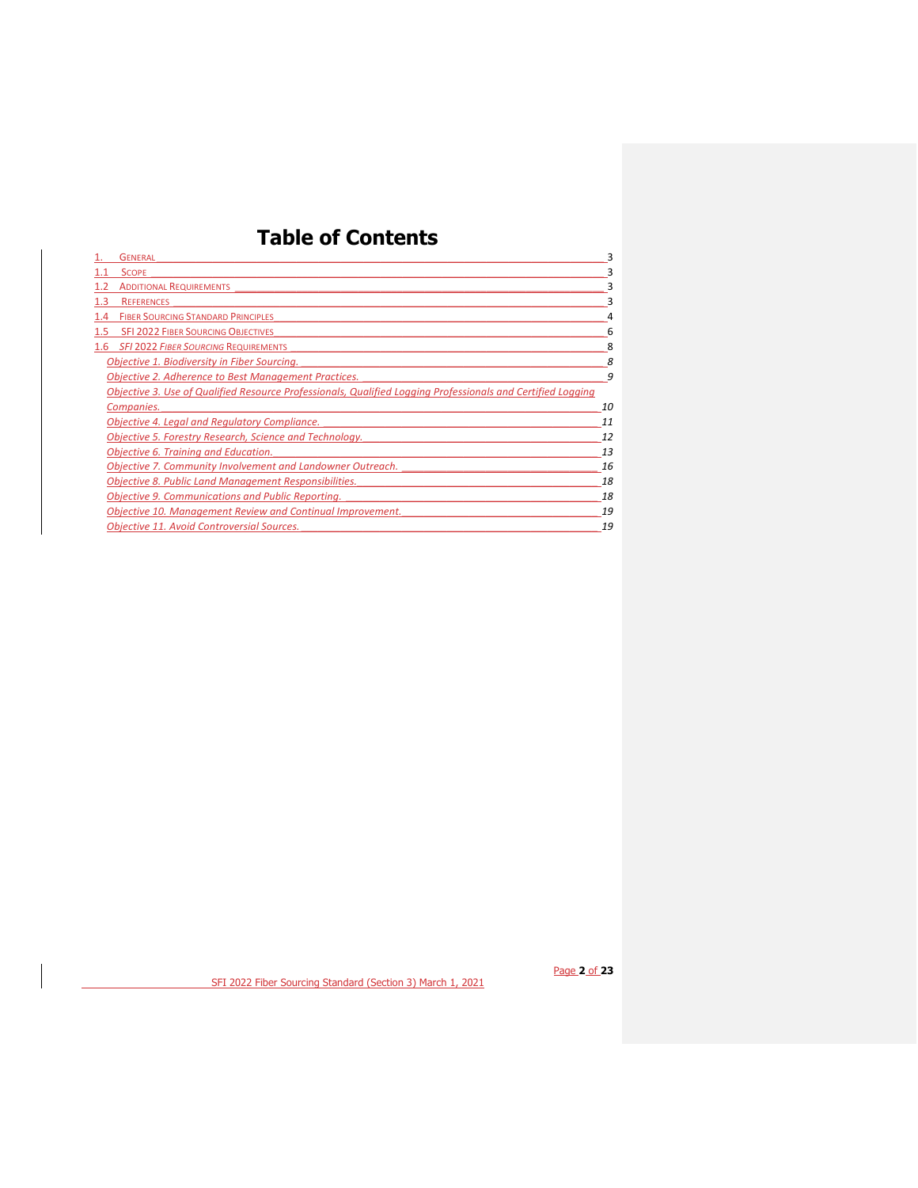# Table of Contents

1. GENERAL ........ 3
1.1 SCOPE ........ 3
1.2 ADDITIONAL REQUIREMENTS ........ 3
1.3 REFERENCES ........ 3
1.4 FIBER SOURCING STANDARD PRINCIPLES ........ 4
1.5 SFI 2022 FIBER SOURCING OBJECTIVES ........ 6
1.6 *SFI* 2022 *FIBER SOURCING* REQUIREMENTS ........ 8

*Objective 1. Biodiversity in Fiber Sourcing.* ........ *8*
*Objective 2. Adherence to Best Management Practices.* ........ *9*
*Objective 3. Use of Qualified Resource Professionals, Qualified Logging Professionals and Certified Logging Companies.* ........ *10*
*Objective 4. Legal and Regulatory Compliance.* ........ *11*
*Objective 5. Forestry Research, Science and Technology.* ........ *12*
*Objective 6. Training and Education.* ........ *13*
*Objective 7. Community Involvement and Landowner Outreach.* ........ *16*
*Objective 8. Public Land Management Responsibilities.* ........ *18*
*Objective 9. Communications and Public Reporting.* ........ *18*
*Objective 10. Management Review and Continual Improvement.* ........ *19*
*Objective 11. Avoid Controversial Sources.* ........ *19*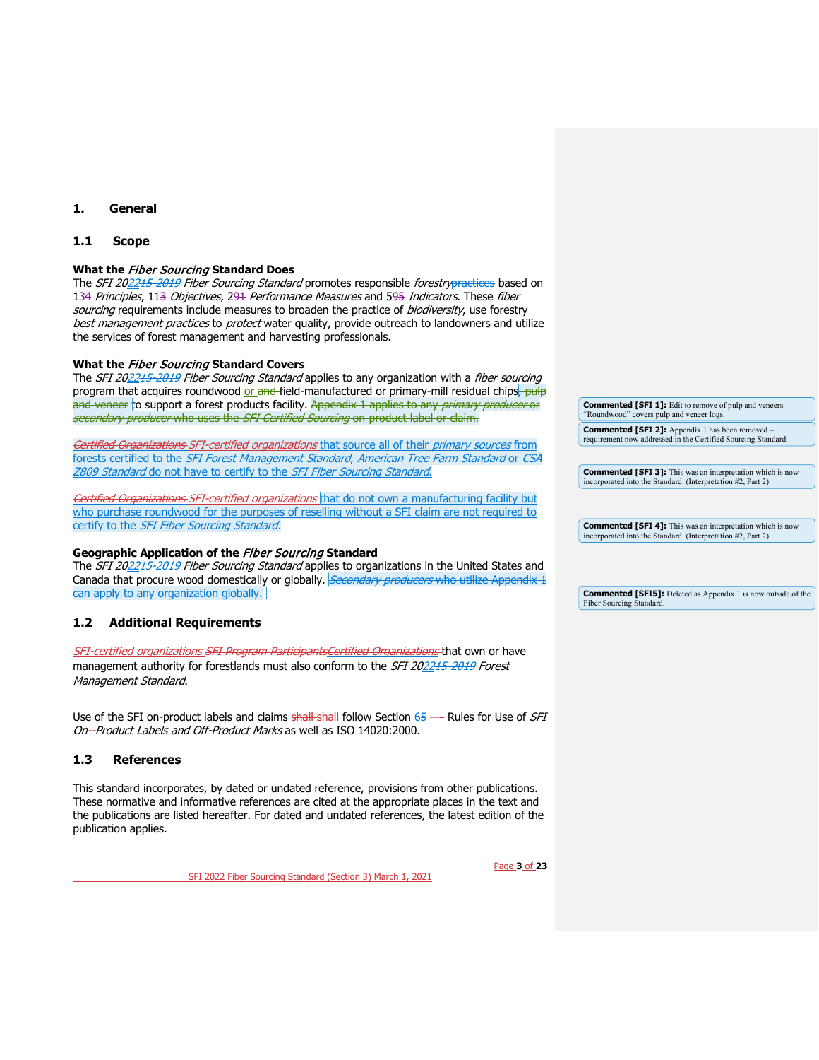## 1. General

### 1.1 Scope

**What the *Fiber Sourcing* Standard Does**

The *SFI 2022~~15-2019~~ Fiber Sourcing Standard* promotes responsible *forestry*~~practices~~ based on 13~~4~~ *Principles*, 11~~3~~ *Objectives*, 29~~1~~ *Performance Measures* and 59~~5~~ *Indicators*. These *fiber sourcing* requirements include measures to broaden the practice of *biodiversity*, use forestry *best management practices* to *protect* water quality, provide outreach to landowners and utilize the services of forest management and harvesting professionals.

**What the *Fiber Sourcing* Standard Covers**

The *SFI 2022~~15-2019~~ Fiber Sourcing Standard* applies to any organization with a *fiber sourcing* program that acquires roundwood or ~~and~~ field-manufactured or primary-mill residual chips~~, pulp and veneer~~ to support a forest products facility. ~~Appendix 1 applies to any *primary producer* or *secondary producer* who uses the *SFI Certified Sourcing* on-product label or claim.~~

~~*Certified Organizations*~~ *SFI-certified organizations* that source all of their *primary sources* from forests certified to the *SFI Forest Management Standard, American Tree Farm Standard* or *CSA Z809 Standard* do not have to certify to the *SFI Fiber Sourcing Standard.*

~~*Certified Organizations*~~ *SFI-certified organizations* that do not own a manufacturing facility but who purchase roundwood for the purposes of reselling without a SFI claim are not required to certify to the *SFI Fiber Sourcing Standard.*

**Geographic Application of the *Fiber Sourcing* Standard**

The *SFI 2022~~15-2019~~ Fiber Sourcing Standard* applies to organizations in the United States and Canada that procure wood domestically or globally. ~~*Secondary producers* who utilize Appendix 1 can apply to any organization globally.~~

### 1.2 Additional Requirements

*SFI-certified organizations* ~~*SFI Program Participants*~~~~*Certified Organizations*~~ that own or have management authority for forestlands must also conform to the *SFI 2022~~15-2019~~ Forest Management Standard*.

Use of the SFI on-product labels and claims ~~shall~~ shall follow Section 6~~5~~ ~~—~~ Rules for Use of *SFI On-Product Labels and Off-Product Marks* as well as ISO 14020:2000.

### 1.3 References

This standard incorporates, by dated or undated reference, provisions from other publications. These normative and informative references are cited at the appropriate places in the text and the publications are listed hereafter. For dated and undated references, the latest edition of the publication applies.

**Commented [SFI 1]:** Edit to remove of pulp and veneers. "Roundwood" covers pulp and veneer logs.

**Commented [SFI 2]:** Appendix 1 has been removed – requirement now addressed in the Certified Sourcing Standard.

**Commented [SFI 3]:** This was an interpretation which is now incorporated into the Standard. (Interpretation #2, Part 2).

**Commented [SFI 4]:** This was an interpretation which is now incorporated into the Standard. (Interpretation #2, Part 2).

**Commented [SFI5]:** Deleted as Appendix 1 is now outside of the Fiber Sourcing Standard.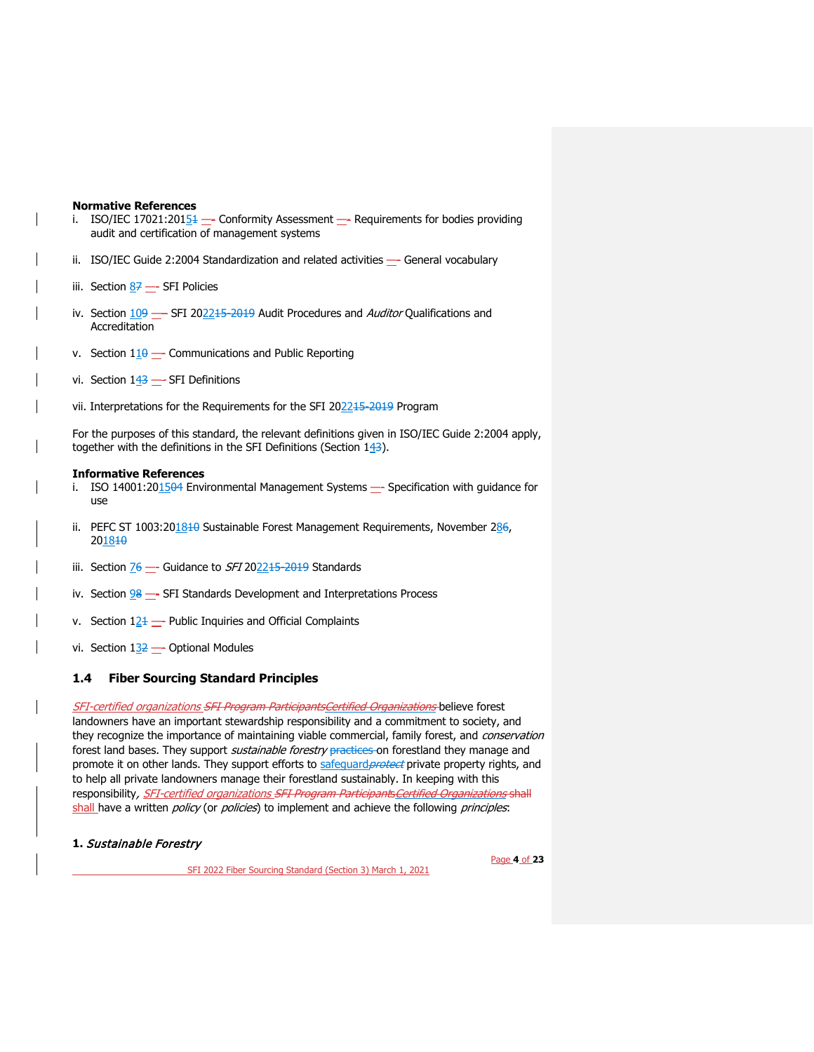**Normative References**

i. ISO/IEC 17021:2015 — Conformity Assessment — Requirements for bodies providing audit and certification of management systems

ii. ISO/IEC Guide 2:2004 Standardization and related activities — General vocabulary

iii. Section 8 — SFI Policies

iv. Section 10 — SFI 2022 Audit Procedures and *Auditor* Qualifications and Accreditation

v. Section 11 — Communications and Public Reporting

vi. Section 14 — SFI Definitions

vii. Interpretations for the Requirements for the SFI 2022 Program

For the purposes of this standard, the relevant definitions given in ISO/IEC Guide 2:2004 apply, together with the definitions in the SFI Definitions (Section 14).

**Informative References**

i. ISO 14001:2015 Environmental Management Systems — Specification with guidance for use

ii. PEFC ST 1003:2018 Sustainable Forest Management Requirements, November 28, 2018

iii. Section 7 — Guidance to *SFI* 2022 Standards

iv. Section 9 — SFI Standards Development and Interpretations Process

v. Section 12 — Public Inquiries and Official Complaints

vi. Section 13 — Optional Modules

## 1.4 Fiber Sourcing Standard Principles

*SFI-certified organizations* believe forest landowners have an important stewardship responsibility and a commitment to society, and they recognize the importance of maintaining viable commercial, family forest, and *conservation* forest land bases. They support *sustainable forestry* on forestland they manage and promote it on other lands. They support efforts to safeguard private property rights, and to help all private landowners manage their forestland sustainably. In keeping with this responsibility, *SFI-certified organizations* shall have a written *policy* (or *policies*) to implement and achieve the following *principles*:

**1.** ***Sustainable Forestry***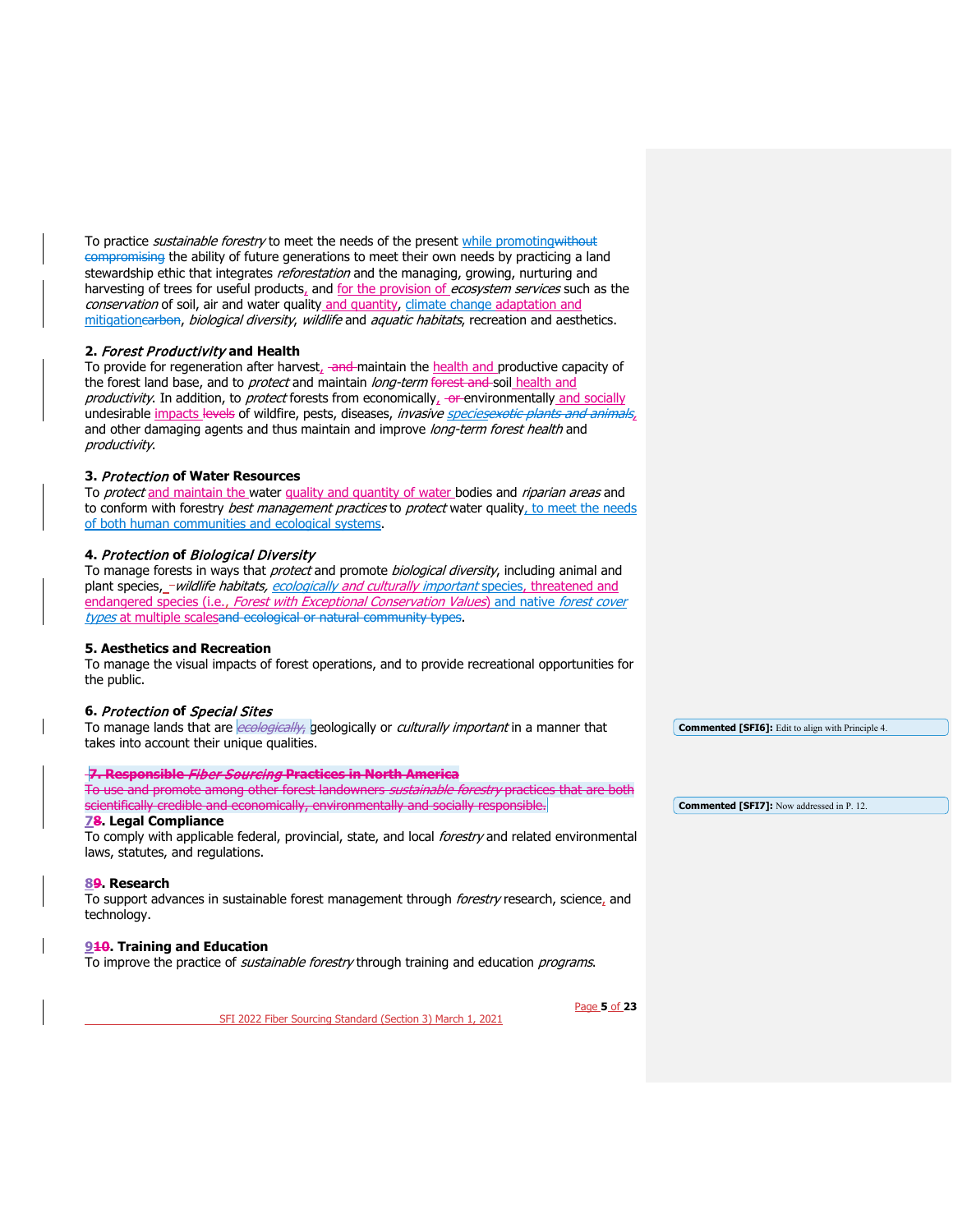To practice *sustainable forestry* to meet the needs of the present while promotingwithout compromising the ability of future generations to meet their own needs by practicing a land stewardship ethic that integrates *reforestation* and the managing, growing, nurturing and harvesting of trees for useful products, and for the provision of *ecosystem services* such as the *conservation* of soil, air and water quality and quantity, climate change adaptation and mitigationcarbon, *biological diversity*, *wildlife* and *aquatic habitats*, recreation and aesthetics.

**2. *Forest Productivity* and Health**
To provide for regeneration after harvest, and maintain the health and productive capacity of the forest land base, and to *protect* and maintain *long-term* forest and soil health and *productivity*. In addition, to *protect* forests from economically, or environmentally and socially undesirable impacts levels of wildfire, pests, diseases, *invasive speciesexotic plants and animals*, and other damaging agents and thus maintain and improve *long-term forest health* and *productivity*.

**3. *Protection* of Water Resources**
To *protect* and maintain the water quality and quantity of water bodies and *riparian areas* and to conform with forestry *best management practices* to *protect* water quality, to meet the needs of both human communities and ecological systems.

**4. *Protection* of *Biological Diversity***
To manage forests in ways that *protect* and promote *biological diversity*, including animal and plant species, *wildlife habitats*, *ecologically and culturally important* species, threatened and endangered species (i.e., *Forest with Exceptional Conservation Values*) and native *forest cover types* at multiple scalesand ecological or natural community types.

**5. Aesthetics and Recreation**
To manage the visual impacts of forest operations, and to provide recreational opportunities for the public.

**6. *Protection* of *Special Sites***
To manage lands that are *ecologically,* geologically or *culturally important* in a manner that takes into account their unique qualities.

Commented [SFI6]: Edit to align with Principle 4.

**7. Responsible *Fiber Sourcing* Practices in North America**
To use and promote among other forest landowners *sustainable forestry* practices that are both scientifically credible and economically, environmentally and socially responsible.

Commented [SFI7]: Now addressed in P. 12.

**78. Legal Compliance**
To comply with applicable federal, provincial, state, and local *forestry* and related environmental laws, statutes, and regulations.

**89. Research**
To support advances in sustainable forest management through *forestry* research, science, and technology.

**910. Training and Education**
To improve the practice of *sustainable forestry* through training and education *programs*.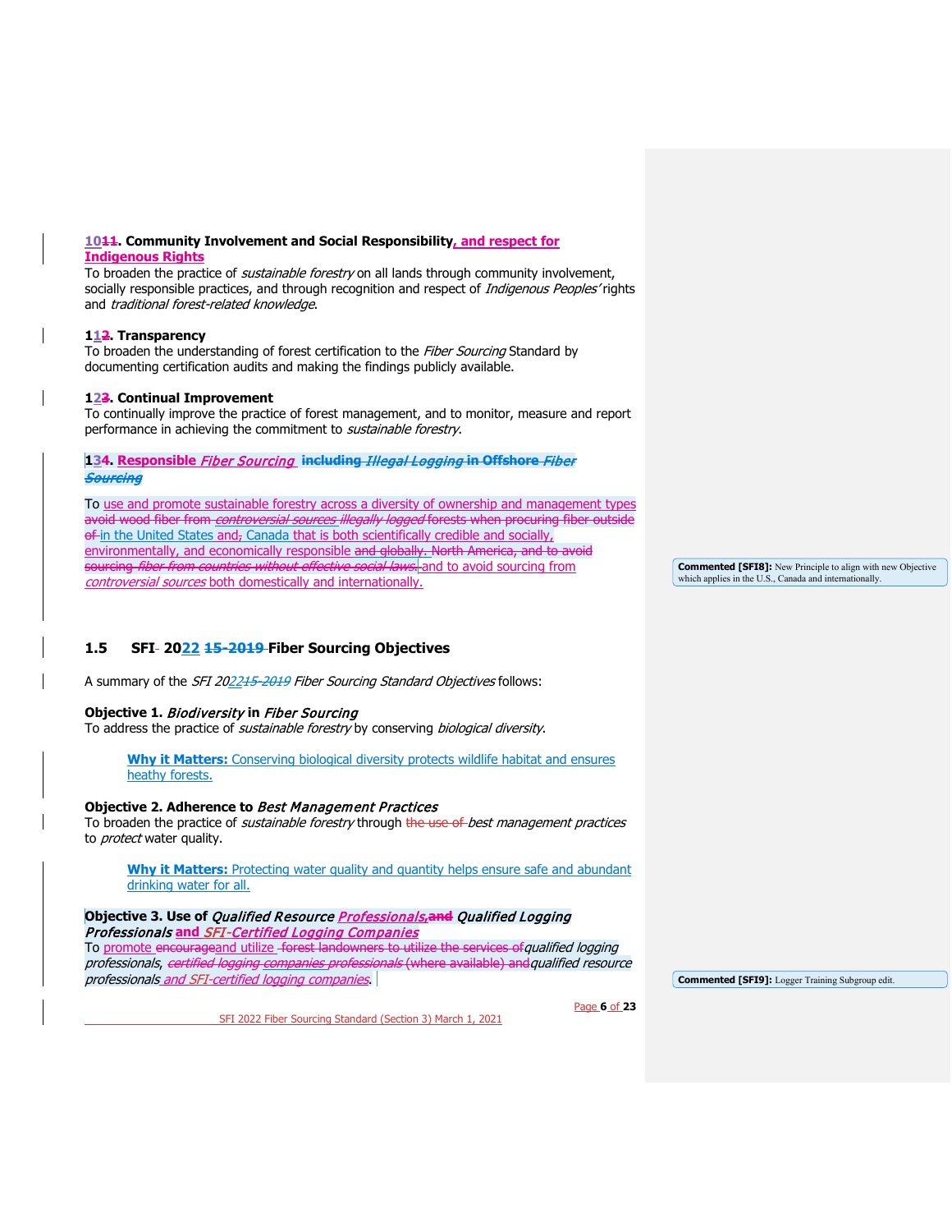**1011. Community Involvement and Social Responsibility, and respect for Indigenous Rights**
To broaden the practice of *sustainable forestry* on all lands through community involvement, socially responsible practices, and through recognition and respect of *Indigenous Peoples'* rights and *traditional forest-related knowledge*.

**112. Transparency**
To broaden the understanding of forest certification to the *Fiber Sourcing* Standard by documenting certification audits and making the findings publicly available.

**123. Continual Improvement**
To continually improve the practice of forest management, and to monitor, measure and report performance in achieving the commitment to *sustainable forestry*.

**134. Responsible *Fiber Sourcing* including *Illegal Logging* in Offshore *Fiber Sourcing***

To use and promote sustainable forestry across a diversity of ownership and management types avoid wood fiber from *controversial sources illegally logged* forests when procuring fiber outside of in the United States and, Canada that is both scientifically credible and socially, environmentally, and economically responsible and globally. North America, and to avoid sourcing *fiber from countries without effective social laws.* and to avoid sourcing from *controversial sources* both domestically and internationally.

Commented [SFI8]: New Principle to align with new Objective which applies in the U.S., Canada and internationally.

## 1.5 SFI- 2022 15-2019 Fiber Sourcing Objectives

A summary of the *SFI 202215-2019 Fiber Sourcing Standard Objectives* follows:

**Objective 1. *Biodiversity* in *Fiber Sourcing***
To address the practice of *sustainable forestry* by conserving *biological diversity*.

> **Why it Matters:** Conserving biological diversity protects wildlife habitat and ensures heathy forests.

**Objective 2. Adherence to *Best Management Practices***
To broaden the practice of *sustainable forestry* through the use of *best management practices* to *protect* water quality.

> **Why it Matters:** Protecting water quality and quantity helps ensure safe and abundant drinking water for all.

**Objective 3. Use of *Qualified Resource Professionals*,and *Qualified Logging Professionals* and *SFI-Certified Logging Companies***
To promote encourageand utilize forest landowners to utilize the services of *qualified logging professionals*, *certified logging companies professionals* (where available) and *qualified resource professionals and SFI-certified logging companies*.

Commented [SFI9]: Logger Training Subgroup edit.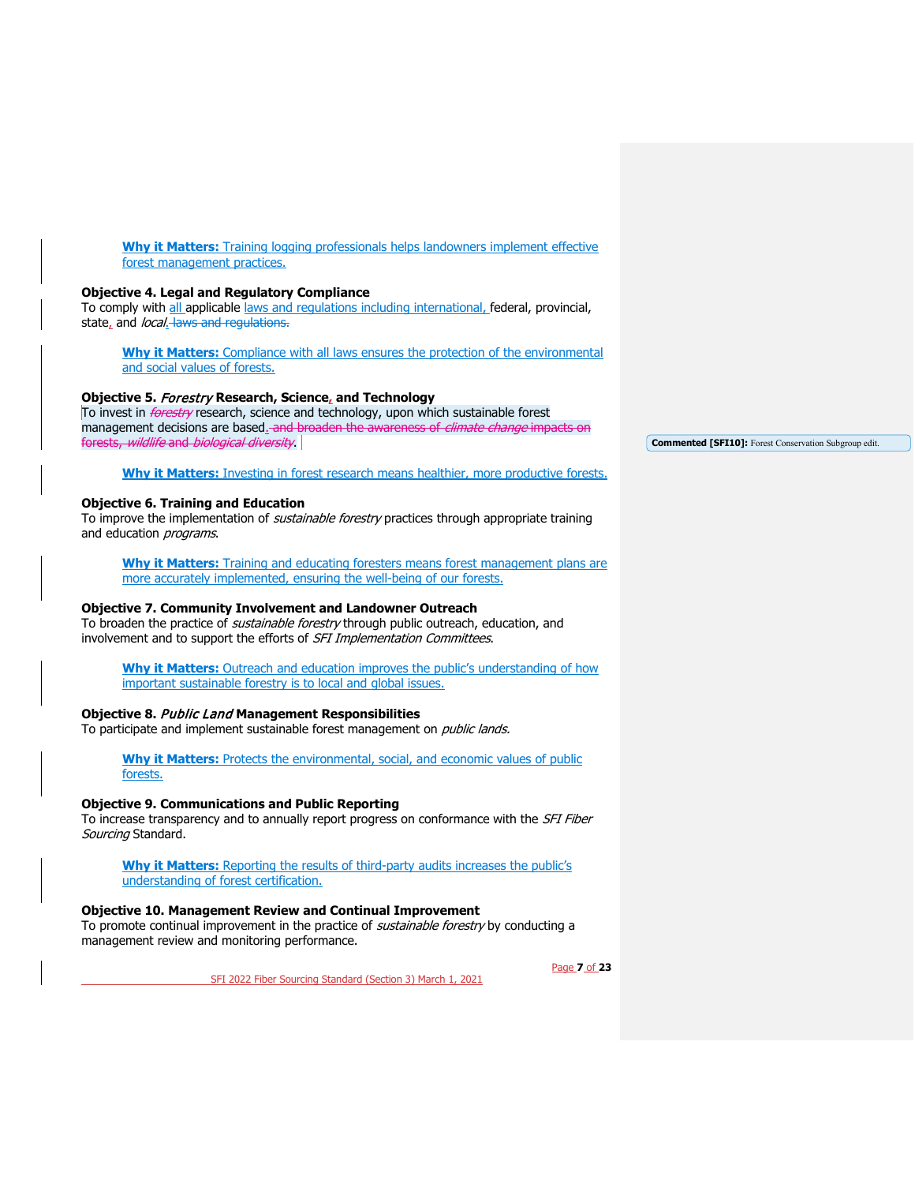**Why it Matters:** Training logging professionals helps landowners implement effective forest management practices.

**Objective 4. Legal and Regulatory Compliance**
To comply with all applicable laws and regulations including international, federal, provincial, state, and *local*. laws and regulations.

**Why it Matters:** Compliance with all laws ensures the protection of the environmental and social values of forests.

**Objective 5.** ***Forestry*** **Research, Science, and Technology**
To invest in *forestry* research, science and technology, upon which sustainable forest management decisions are based. and broaden the awareness of *climate change* impacts on forests, *wildlife* and *biological diversity*.

**Commented [SFI10]:** Forest Conservation Subgroup edit.

**Why it Matters:** Investing in forest research means healthier, more productive forests.

**Objective 6. Training and Education**
To improve the implementation of *sustainable forestry* practices through appropriate training and education *programs*.

**Why it Matters:** Training and educating foresters means forest management plans are more accurately implemented, ensuring the well-being of our forests.

**Objective 7. Community Involvement and Landowner Outreach**
To broaden the practice of *sustainable forestry* through public outreach, education, and involvement and to support the efforts of *SFI Implementation Committees*.

**Why it Matters:** Outreach and education improves the public's understanding of how important sustainable forestry is to local and global issues.

**Objective 8.** ***Public Land*** **Management Responsibilities**
To participate and implement sustainable forest management on *public lands.*

**Why it Matters:** Protects the environmental, social, and economic values of public forests.

**Objective 9. Communications and Public Reporting**
To increase transparency and to annually report progress on conformance with the *SFI Fiber Sourcing* Standard.

**Why it Matters:** Reporting the results of third-party audits increases the public's understanding of forest certification.

**Objective 10. Management Review and Continual Improvement**
To promote continual improvement in the practice of *sustainable forestry* by conducting a management review and monitoring performance.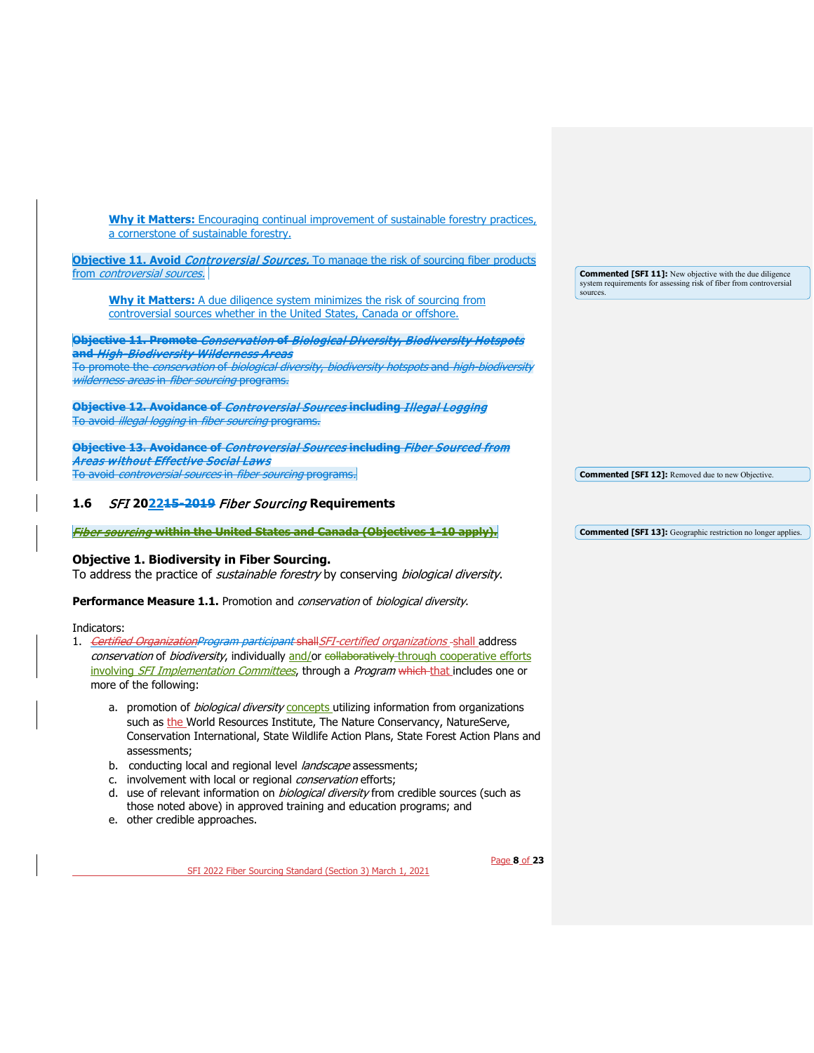**Why it Matters:** Encouraging continual improvement of sustainable forestry practices, a cornerstone of sustainable forestry.

**Objective 11. Avoid *Controversial Sources.*** To manage the risk of sourcing fiber products from *controversial sources.*

**Why it Matters:** A due diligence system minimizes the risk of sourcing from controversial sources whether in the United States, Canada or offshore.

Commented [SFI 11]: New objective with the due diligence system requirements for assessing risk of fiber from controversial sources.

~~**Objective 11. Promote *Conservation* of *Biological Diversity, Biodiversity Hotspots* and *High-Biodiversity Wilderness Areas***~~
~~To promote the *conservation* of *biological diversity*, *biodiversity hotspots* and *high-biodiversity wilderness areas* in *fiber sourcing* programs.~~

~~**Objective 12. Avoidance of *Controversial Sources* including *Illegal Logging***~~
~~To avoid *illegal logging* in *fiber sourcing* programs.~~

~~**Objective 13. Avoidance of *Controversial Sources* including *Fiber Sourced from Areas without Effective Social Laws***~~
~~To avoid *controversial sources* in *fiber sourcing* programs.~~

Commented [SFI 12]: Removed due to new Objective.

## 1.6 *SFI* 2022~~15-2019~~ *Fiber Sourcing* Requirements

~~***Fiber sourcing* within the United States and Canada (Objectives 1-10 apply).**~~

Commented [SFI 13]: Geographic restriction no longer applies.

**Objective 1. Biodiversity in Fiber Sourcing.**
To address the practice of *sustainable forestry* by conserving *biological diversity*.

**Performance Measure 1.1.** Promotion and *conservation* of *biological diversity*.

Indicators:

1. ~~*Certified Organization*~~~~*Program participant*~~ ~~shall~~*SFI-certified organizations* shall address *conservation* of *biodiversity*, individually and/or ~~collaboratively~~ through cooperative efforts involving *SFI Implementation Committees*, through a *Program* ~~which~~ that includes one or more of the following:

    a. promotion of *biological diversity* concepts utilizing information from organizations such as the World Resources Institute, The Nature Conservancy, NatureServe, Conservation International, State Wildlife Action Plans, State Forest Action Plans and assessments;
    b. conducting local and regional level *landscape* assessments;
    c. involvement with local or regional *conservation* efforts;
    d. use of relevant information on *biological diversity* from credible sources (such as those noted above) in approved training and education programs; and
    e. other credible approaches.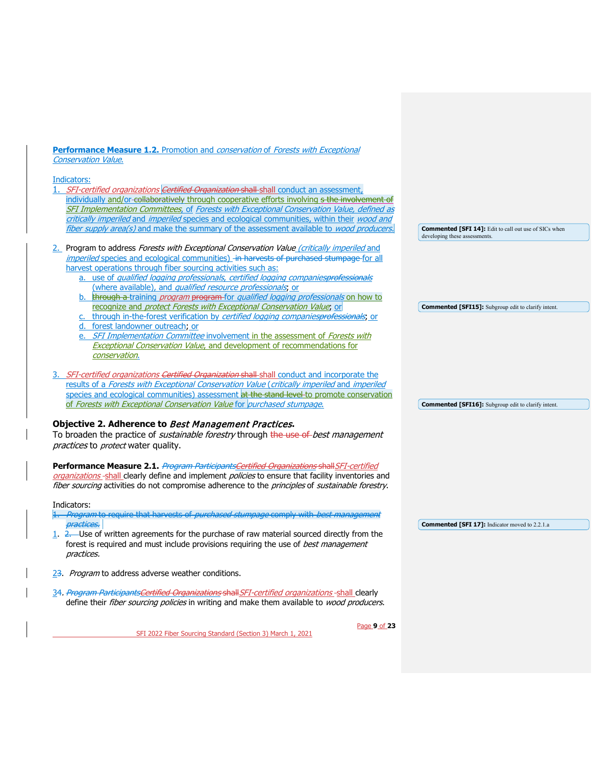**Performance Measure 1.2.** Promotion and *conservation* of *Forests with Exceptional Conservation Value.*

Indicators:

1. *SFI-certified organizations* ~~*Certified Organization* shall~~ shall conduct an assessment, individually and/or ~~collaboratively~~ through cooperative efforts involving ~~s the involvement of~~ *SFI Implementation Committees*, of *Forests with Exceptional Conservation Value, defined as critically imperiled* and *imperiled* species and ecological communities, within their *wood and fiber supply area(s)* and make the summary of the assessment available to *wood producers.*

> **Commented [SFI 14]:** Edit to call out use of SICs when developing these assessments.

2. Program to address *Forests with Exceptional Conservation Value (critically imperiled* and *imperiled* species and ecological communities) ~~in harvests of purchased stumpage~~ for all harvest operations through fiber sourcing activities such as:
   a. use of *qualified logging professionals, certified logging companies*~~*professionals*~~ (where available), and *qualified resource professionals*; or
   b. ~~through a~~ training *program* ~~program~~ for *qualified logging professionals* on how to recognize and *protect Forests with Exceptional Conservation Value*; or
   c. through in-the-forest verification by *certified logging companies*~~*professionals*~~; or
   d. forest landowner outreach; or
   e. *SFI Implementation Committee* involvement in the assessment of *Forests with Exceptional Conservation Value*, and development of recommendations for *conservation.*

> **Commented [SFI15]:** Subgroup edit to clarify intent.

3. *SFI-certified organizations* ~~*Certified Organization* shall~~ shall conduct and incorporate the results of a *Forests with Exceptional Conservation Value* (*critically imperiled* and *imperiled* species and ecological communities) assessment ~~at the stand level~~ to promote conservation of *Forests with Exceptional Conservation Value* for *purchased stumpage.*

> **Commented [SFI16]:** Subgroup edit to clarify intent.

**Objective 2. Adherence to *Best Management Practices*.**
To broaden the practice of *sustainable forestry* through ~~the use of~~ *best management practices* to *protect* water quality.

**Performance Measure 2.1.** ~~*Program Participants*~~~~*Certified Organizations*~~ ~~shall~~*SFI-certified organizations* shall clearly define and implement *policies* to ensure that facility inventories and *fiber sourcing* activities do not compromise adherence to the *principles* of *sustainable forestry*.

Indicators:

~~1. *Program* to require that harvests of *purchased stumpage* comply with *best management practices.*~~

> **Commented [SFI 17]:** Indicator moved to 2.2.1.a

1. ~~2.~~ Use of written agreements for the purchase of raw material sourced directly from the forest is required and must include provisions requiring the use of *best management practices.*

2~~3~~. *Program* to address adverse weather conditions.

3~~4~~. ~~*Program Participants*~~~~*Certified Organizations*~~ ~~shall~~*SFI-certified organizations* shall clearly define their *fiber sourcing policies* in writing and make them available to *wood producers*.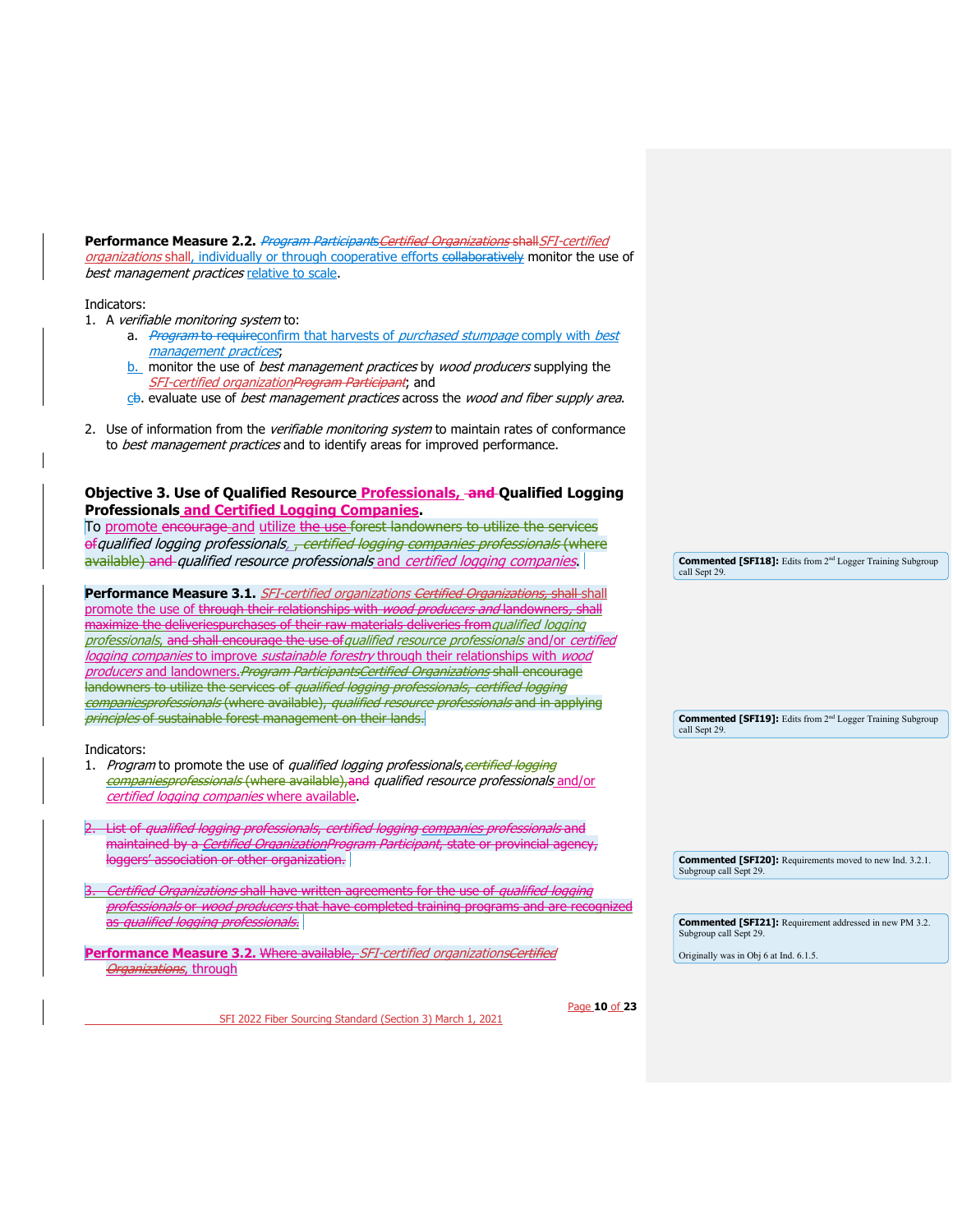**Performance Measure 2.2.** *Program ParticipantsCertified Organizations* shall*SFI-certified organizations* shall, individually or through cooperative efforts collaboratively monitor the use of *best management practices* relative to scale.

Indicators:

1. A *verifiable monitoring system* to:
   a. *Program* to requireconfirm that harvests of *purchased stumpage* comply with *best management practices*;
   b. monitor the use of *best management practices* by *wood producers* supplying the *SFI-certified organizationProgram Participant*; and
   cb. evaluate use of *best management practices* across the *wood and fiber supply area*.

2. Use of information from the *verifiable monitoring system* to maintain rates of conformance to *best management practices* and to identify areas for improved performance.

## Objective 3. Use of Qualified Resource Professionals, and Qualified Logging Professionals and Certified Logging Companies.

To promote encourage and utilize the use forest landowners to utilize the services of*qualified logging professionals*, , *certified logging companies professionals* (where available) and *qualified resource professionals* and *certified logging companies*.

**Performance Measure 3.1.** *SFI-certified organizations Certified Organizations,* shall shall promote the use of through their relationships with *wood producers and* landowners, shall maximize the deliveriespurchases of their raw materials deliveries from*qualified logging professionals*, and shall encourage the use of*qualified resource professionals* and/or *certified logging companies* to improve *sustainable forestry* through their relationships with *wood producers* and landowners.*Program ParticipantsCertified Organizations* shall encourage landowners to utilize the services of *qualified logging professionals, certified logging companiesprofessionals* (where available), *qualified resource professionals* and in applying *principles* of sustainable forest management on their lands.

Indicators:

1. *Program* to promote the use of *qualified logging professionals*,*certified logging companiesprofessionals* (where available),and *qualified resource professionals* and/or *certified logging companies* where available.

2. List of *qualified logging professionals*, *certified logging companies professionals* and maintained by a *Certified OrganizationProgram Participant*, state or provincial agency, loggers' association or other organization.

3. *Certified Organizations* shall have written agreements for the use of *qualified logging professionals* or *wood producers* that have completed training programs and are recognized as *qualified logging professionals*.

**Performance Measure 3.2.** Where available, *SFI-certified organizationsCertified Organizations*, through

> **Commented [SFI18]:** Edits from 2nd Logger Training Subgroup call Sept 29.

> **Commented [SFI19]:** Edits from 2nd Logger Training Subgroup call Sept 29.

> **Commented [SFI20]:** Requirements moved to new Ind. 3.2.1. Subgroup call Sept 29.

> **Commented [SFI21]:** Requirement addressed in new PM 3.2. Subgroup call Sept 29.
>
> Originally was in Obj 6 at Ind. 6.1.5.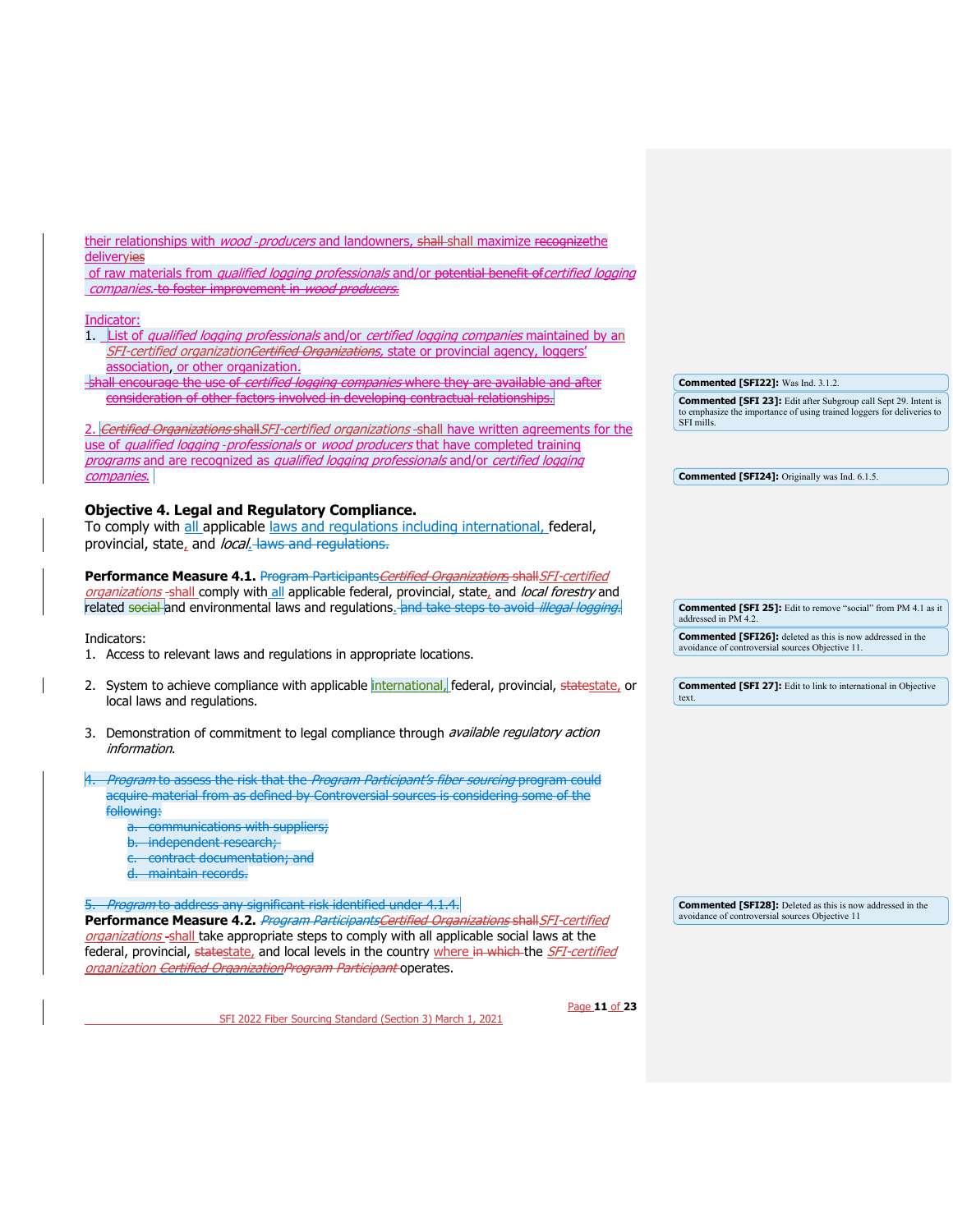their relationships with *wood -producers* and landowners, shall shall maximize recognizethe deliveryies of raw materials from *qualified logging professionals* and/or potential benefit of*certified logging companies*. to foster improvement in *wood producers*.

Indicator:

1. List of *qualified logging professionals* and/or *certified logging companies* maintained by an *SFI-certified organizationCertified Organizations*, state or provincial agency, loggers' association, or other organization.

shall encourage the use of *certified logging companies* where they are available and after consideration of other factors involved in developing contractual relationships.

2. *Certified Organizations* shall*SFI-certified organizations* -shall have written agreements for the use of *qualified logging -professionals* or *wood producers* that have completed training *programs* and are recognized as *qualified logging professionals* and/or *certified logging companies*.

**Objective 4. Legal and Regulatory Compliance.**
To comply with all applicable laws and regulations including international, federal, provincial, state, and *local*. laws and regulations.

**Performance Measure 4.1.** Program Participants*Certified Organizations* shall*SFI-certified organizations* -shall comply with all applicable federal, provincial, state, and *local forestry* and related social and environmental laws and regulations. and take steps to avoid *illegal logging*.

Indicators:

1. Access to relevant laws and regulations in appropriate locations.
2. System to achieve compliance with applicable international, federal, provincial, statestate, or local laws and regulations.
3. Demonstration of commitment to legal compliance through *available regulatory action information*.
4. *Program* to assess the risk that the *Program Participant's fiber sourcing* program could acquire material from as defined by Controversial sources is considering some of the following:
   a. communications with suppliers;
   b. independent research;
   c. contract documentation; and
   d. maintain records.
5. *Program* to address any significant risk identified under 4.1.4.

**Performance Measure 4.2.** *Program ParticipantsCertified Organizations* shall*SFI-certified organizations* -shall take appropriate steps to comply with all applicable social laws at the federal, provincial, statestate, and local levels in the country where in which the *SFI-certified organization Certified OrganizationProgram Participant* operates.

Commented [SFI22]: Was Ind. 3.1.2.

Commented [SFI 23]: Edit after Subgroup call Sept 29. Intent is to emphasize the importance of using trained loggers for deliveries to SFI mills.

Commented [SFI24]: Originally was Ind. 6.1.5.

Commented [SFI 25]: Edit to remove "social" from PM 4.1 as it addressed in PM 4.2.

Commented [SFI26]: deleted as this is now addressed in the avoidance of controversial sources Objective 11.

Commented [SFI 27]: Edit to link to international in Objective text.

Commented [SFI28]: Deleted as this is now addressed in the avoidance of controversial sources Objective 11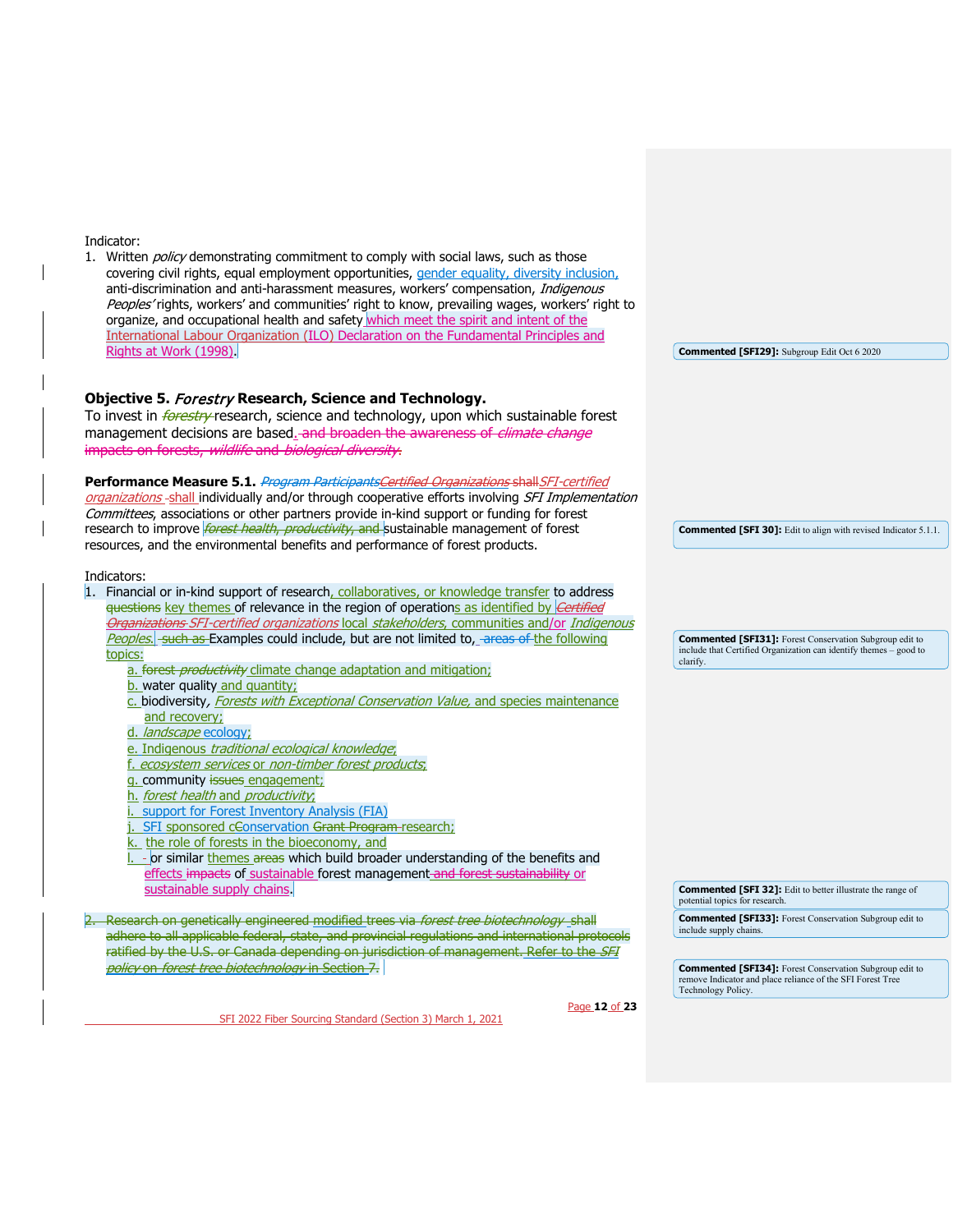Indicator:

1. Written *policy* demonstrating commitment to comply with social laws, such as those covering civil rights, equal employment opportunities, gender equality, diversity inclusion, anti-discrimination and anti-harassment measures, workers' compensation, *Indigenous Peoples'* rights, workers' and communities' right to know, prevailing wages, workers' right to organize, and occupational health and safety which meet the spirit and intent of the International Labour Organization (ILO) Declaration on the Fundamental Principles and Rights at Work (1998).

**Commented [SFI29]:** Subgroup Edit Oct 6 2020

## Objective 5. *Forestry* Research, Science and Technology.

To invest in ~~*forestry*~~ research, science and technology, upon which sustainable forest management decisions are based. ~~and broaden the awareness of *climate change* impacts on forests, *wildlife* and *biological diversity*.~~

**Performance Measure 5.1.** ~~*Program Participants*~~~~*Certified Organizations*~~ ~~shall~~ *SFI-certified organizations* shall individually and/or through cooperative efforts involving *SFI Implementation Committees*, associations or other partners provide in-kind support or funding for forest research to improve ~~*forest health, productivity*, and~~ sustainable management of forest resources, and the environmental benefits and performance of forest products.

**Commented [SFI 30]:** Edit to align with revised Indicator 5.1.1.

Indicators:

1. Financial or in-kind support of research, collaboratives, or knowledge transfer to address ~~questions~~ key themes of relevance in the region of operations as identified by ~~*Certified Organizations*~~ *SFI-certified organizations* local *stakeholders*, communities and/or *Indigenous Peoples*. ~~such as~~ Examples could include, but are not limited to, ~~areas of~~ the following topics:
    a. ~~forest *productivity*~~ climate change adaptation and mitigation;
    b. water quality and quantity;
    c. biodiversity, *Forests with Exceptional Conservation Value*, and species maintenance and recovery;
    d. *landscape* ecology;
    e. Indigenous *traditional ecological knowledge*;
    f. *ecosystem services* or *non-timber forest products*;
    g. community ~~issues~~ engagement;
    h. *forest health* and *productivity*;
    i. support for Forest Inventory Analysis (FIA)
    j. SFI sponsored ~~c~~Conservation ~~Grant Program~~ research;
    k. the role of forests in the bioeconomy, and
    l. ~~-~~ or similar themes ~~areas~~ which build broader understanding of the benefits and effects ~~impacts~~ of sustainable forest management ~~and forest sustainability~~ or sustainable supply chains.

**Commented [SFI31]:** Forest Conservation Subgroup edit to include that Certified Organization can identify themes – good to clarify.

**Commented [SFI 32]:** Edit to better illustrate the range of potential topics for research.

**Commented [SFI33]:** Forest Conservation Subgroup edit to include supply chains.

2. ~~Research on genetically engineered modified trees via *forest tree biotechnology* shall adhere to all applicable federal, state, and provincial regulations and international protocols ratified by the U.S. or Canada depending on jurisdiction of management. Refer to the *SFI policy* on *forest tree biotechnology* in Section 7.~~

**Commented [SFI34]:** Forest Conservation Subgroup edit to remove Indicator and place reliance of the SFI Forest Tree Technology Policy.

SFI 2022 Fiber Sourcing Standard (Section 3) March 1, 2021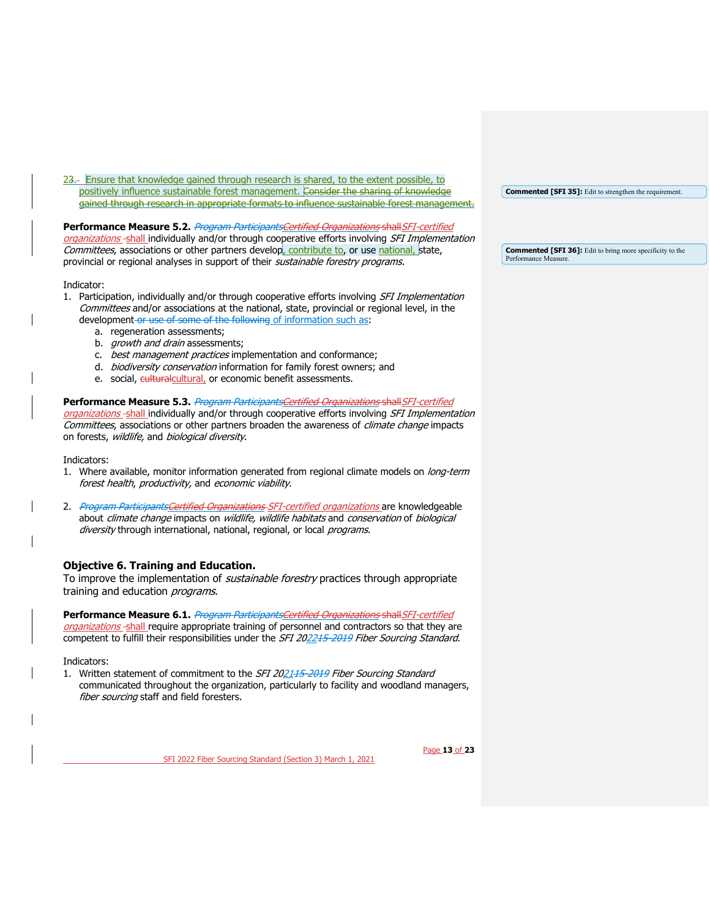23.- Ensure that knowledge gained through research is shared, to the extent possible, to positively influence sustainable forest management. Consider the sharing of knowledge gained through research in appropriate formats to influence sustainable forest management.

**Performance Measure 5.2.** *Program ParticipantsCertified Organizations* shall*SFI-certified organizations* -shall individually and/or through cooperative efforts involving *SFI Implementation Committees*, associations or other partners develop, contribute to, or use national, state, provincial or regional analyses in support of their *sustainable forestry programs.*

Indicator:

1. Participation, individually and/or through cooperative efforts involving *SFI Implementation Committees* and/or associations at the national, state, provincial or regional level, in the development or use of some of the following of information such as:
   a. regeneration assessments;
   b. *growth and drain* assessments;
   c. *best management practices* implementation and conformance;
   d. *biodiversity conservation* information for family forest owners; and
   e. social, culturalcultural, or economic benefit assessments.

**Performance Measure 5.3.** *Program ParticipantsCertified Organizations* shall*SFI-certified organizations* -shall individually and/or through cooperative efforts involving *SFI Implementation Committees*, associations or other partners broaden the awareness of *climate change* impacts on forests, *wildlife,* and *biological diversity*.

Indicators:

1. Where available, monitor information generated from regional climate models on *long-term forest health*, *productivity,* and *economic viability.*

2. *Program ParticipantsCertified Organizations SFI-certified organizations* are knowledgeable about *climate change* impacts on *wildlife, wildlife habitats* and *conservation* of *biological diversity* through international, national, regional, or local *programs*.

## Objective 6. Training and Education.

To improve the implementation of *sustainable forestry* practices through appropriate training and education *programs*.

**Performance Measure 6.1.** *Program ParticipantsCertified Organizations* shall*SFI-certified organizations* -shall require appropriate training of personnel and contractors so that they are competent to fulfill their responsibilities under the *SFI 202215-2019 Fiber Sourcing Standard*.

Indicators:

1. Written statement of commitment to the *SFI 202115-2019 Fiber Sourcing Standard* communicated throughout the organization, particularly to facility and woodland managers, *fiber sourcing* staff and field foresters.

**Commented [SFI 35]:** Edit to strengthen the requirement.

**Commented [SFI 36]:** Edit to bring more specificity to the Performance Measure.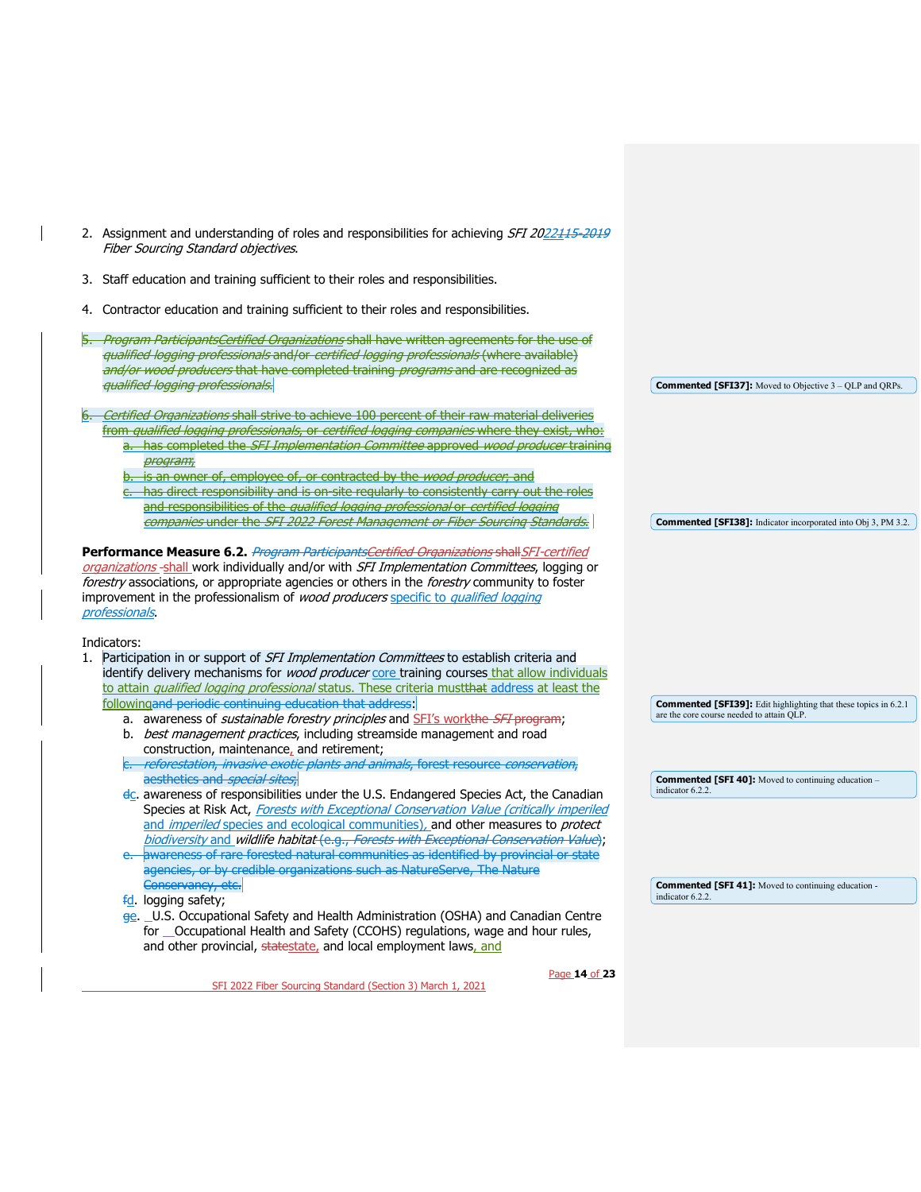2. Assignment and understanding of roles and responsibilities for achieving *SFI 2022115-2019 Fiber Sourcing Standard objectives*.

3. Staff education and training sufficient to their roles and responsibilities.

4. Contractor education and training sufficient to their roles and responsibilities.

5. ~~*Program ParticipantsCertified Organizations* shall have written agreements for the use of *qualified logging professionals* and/or *certified logging professionals* (where available) and/or *wood producers* that have completed training *programs* and are recognized as *qualified logging professionals*.~~

6. ~~*Certified Organizations* shall strive to achieve 100 percent of their raw material deliveries from *qualified logging professionals*, or *certified logging companies* where they exist, who:~~
   a. ~~has completed the *SFI Implementation Committee* approved *wood producer* training *program*;~~
   b. ~~is an owner of, employee of, or contracted by the *wood producer*, and~~
   c. ~~has direct responsibility and is on-site regularly to consistently carry out the roles and responsibilities of the *qualified logging professional* or *certified logging companies* under the *SFI 2022 Forest Management or Fiber Sourcing Standards*.~~

**Performance Measure 6.2.** ~~*Program ParticipantsCertified Organizations* shall~~*SFI-certified organizations* shall work individually and/or with *SFI Implementation Committees*, logging or *forestry* associations, or appropriate agencies or others in the *forestry* community to foster improvement in the professionalism of *wood producers* specific to *qualified logging professionals*.

Indicators:

1. Participation in or support of *SFI Implementation Committees* to establish criteria and identify delivery mechanisms for *wood producer* core training courses that allow individuals to attain *qualified logging professional* status. These criteria must~~that~~ address at least the following~~and periodic continuing education that address~~:
   a. awareness of *sustainable forestry principles* and SFI's work~~the *SFI* program~~;
   b. *best management practices*, including streamside management and road construction, maintenance, and retirement;
   c. ~~*reforestation, invasive exotic plants and animals*, forest resource *conservation*, aesthetics and *special sites*;~~
   ~~d~~c. awareness of responsibilities under the U.S. Endangered Species Act, the Canadian Species at Risk Act, *Forests with Exceptional Conservation Value (critically imperiled and imperiled* species and ecological communities), and other measures to *protect biodiversity* and *wildlife habitat* ~~(e.g., *Forests with Exceptional Conservation Value*)~~;
   e. ~~awareness of rare forested natural communities as identified by provincial or state agencies, or by credible organizations such as NatureServe, The Nature Conservancy, etc.~~
   ~~f~~d. logging safety;
   ~~g~~e. U.S. Occupational Safety and Health Administration (OSHA) and Canadian Centre for Occupational Health and Safety (CCOHS) regulations, wage and hour rules, and other provincial, ~~state~~state, and local employment laws, and

**Commented [SFI37]:** Moved to Objective 3 – QLP and QRPs.

**Commented [SFI38]:** Indicator incorporated into Obj 3, PM 3.2.

**Commented [SFI39]:** Edit highlighting that these topics in 6.2.1 are the core course needed to attain QLP.

**Commented [SFI 40]:** Moved to continuing education – indicator 6.2.2.

**Commented [SFI 41]:** Moved to continuing education - indicator 6.2.2.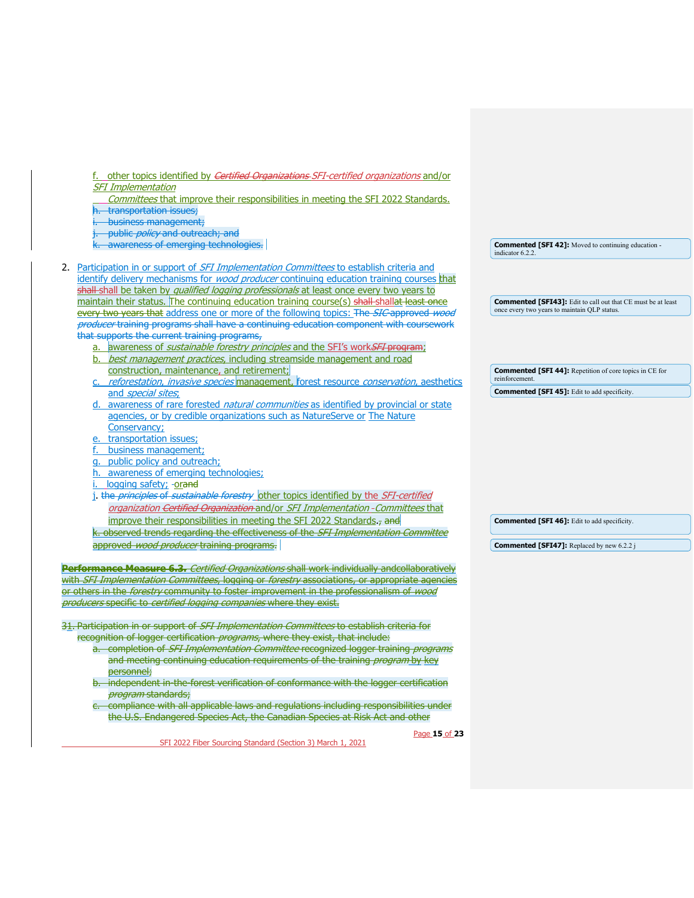f. other topics identified by ~~*Certified Organizations*~~ *SFI-certified organizations* and/or *SFI Implementation Committees* that improve their responsibilities in meeting the SFI 2022 Standards.

~~h. transportation issues;~~

~~i. business management;~~

~~j. public *policy* and outreach; and~~

~~k. awareness of emerging technologies.~~

2. Participation in or support of *SFI Implementation Committees* to establish criteria and identify delivery mechanisms for *wood producer* continuing education training courses that ~~shall~~ shall be taken by *qualified logging professionals* at least once every two years to maintain their status. The continuing education training course(s) ~~shall shall at least once every two years that~~ address one or more of the following topics: ~~The *SIC* approved *wood producer* training programs shall have a continuing education component with coursework that supports the current training programs,~~
   a. awareness of *sustainable forestry principles* and the SFI's work ~~*SFI* program~~;
   b. *best management practices*, including streamside management and road construction, maintenance, and retirement;
   c. *reforestation, invasive species* management, forest resource *conservation*, aesthetics and *special sites*;
   d. awareness of rare forested *natural communities* as identified by provincial or state agencies, or by credible organizations such as NatureServe or The Nature Conservancy;
   e. transportation issues;
   f. business management;
   g. public policy and outreach;
   h. awareness of emerging technologies;
   i. logging safety; ~~or~~and
   j. ~~the *principles* of *sustainable forestry*~~ other topics identified by the *SFI-certified organization* ~~*Certified Organization*~~ and/or *SFI Implementation Committees* that improve their responsibilities in meeting the SFI 2022 Standards.~~, and~~

   ~~k. observed trends regarding the effectiveness of the *SFI Implementation Committee* approved *wood producer* training programs.~~

~~**Performance Measure 6.3.** *Certified Organizations* shall work individually and collaboratively with *SFI Implementation Committees*, logging or *forestry* associations, or appropriate agencies or others in the *forestry* community to foster improvement in the professionalism of *wood producers* specific to *certified logging companies* where they exist.~~

~~31. Participation in or support of *SFI Implementation Committees* to establish criteria for recognition of logger certification *programs*, where they exist, that include:~~
   ~~a. completion of *SFI Implementation Committee* recognized logger training *programs* and meeting continuing education requirements of the training *program* by key personnel;~~
   ~~b. independent in-the-forest verification of conformance with the logger certification *program* standards;~~
   ~~c. compliance with all applicable laws and regulations including responsibilities under the U.S. Endangered Species Act, the Canadian Species at Risk Act and other~~

**Commented [SFI 42]:** Moved to continuing education - indicator 6.2.2.

**Commented [SFI43]:** Edit to call out that CE must be at least once every two years to maintain QLP status.

**Commented [SFI 44]:** Repetition of core topics in CE for reinforcement.

**Commented [SFI 45]:** Edit to add specificity.

**Commented [SFI 46]:** Edit to add specificity.

**Commented [SFI47]:** Replaced by new 6.2.2 j

SFI 2022 Fiber Sourcing Standard (Section 3) March 1, 2021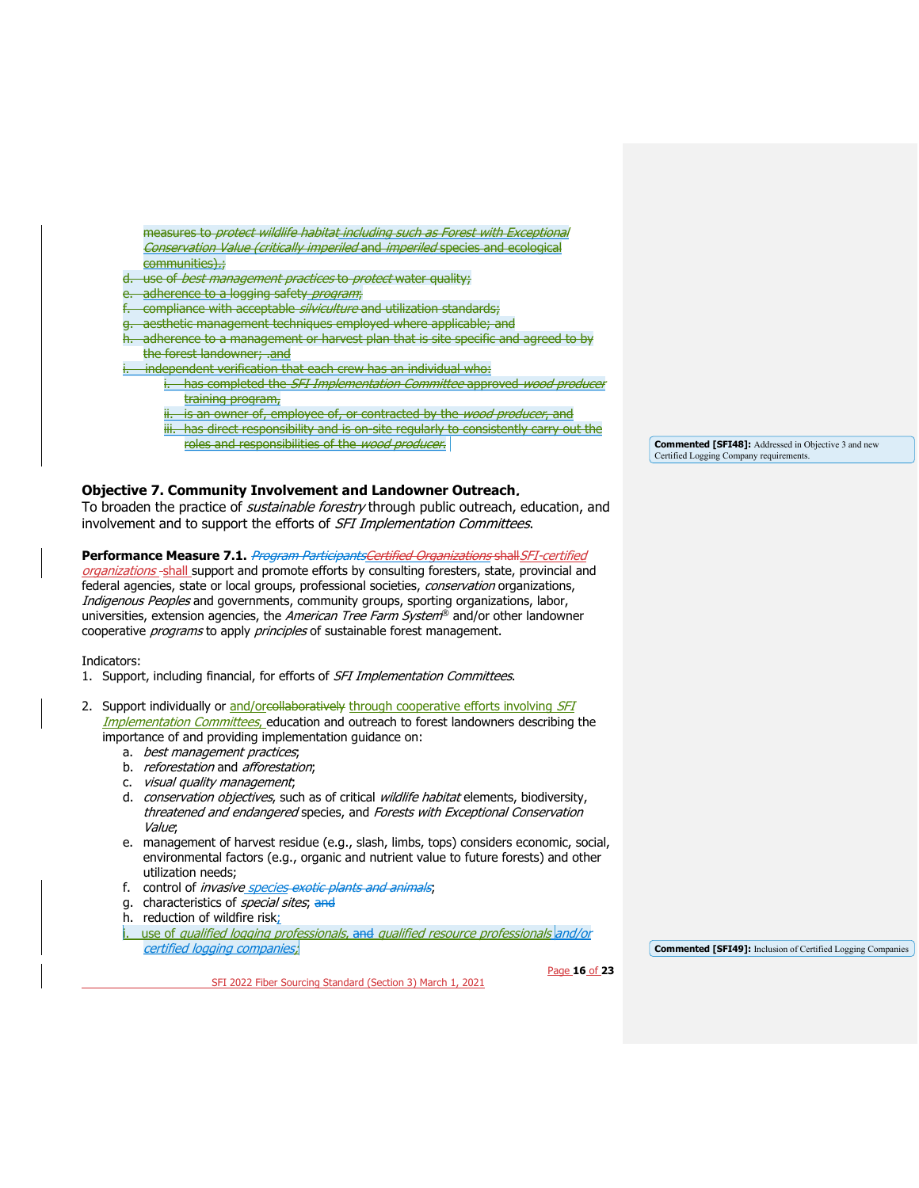measures to *protect wildlife habitat* including such as Forest with Exceptional Conservation Value (critically imperiled and imperiled species and ecological communities).;

d. use of *best management practices* to *protect* water quality;
e. adherence to a logging safety *program*;
f. compliance with acceptable *silviculture* and utilization standards;
g. aesthetic management techniques employed where applicable; and
h. adherence to a management or harvest plan that is site specific and agreed to by the forest landowner; .and
i. independent verification that each crew has an individual who:
    i. has completed the *SFI Implementation Committee* approved *wood producer* training program,
    ii. is an owner of, employee of, or contracted by the *wood producer*, and
    iii. has direct responsibility and is on-site regularly to consistently carry out the roles and responsibilities of the *wood producer*.

**Commented [SFI48]:** Addressed in Objective 3 and new Certified Logging Company requirements.

**Objective 7. Community Involvement and Landowner Outreach.**
To broaden the practice of *sustainable forestry* through public outreach, education, and involvement and to support the efforts of *SFI Implementation Committees*.

**Performance Measure 7.1.** *Program Participants* *Certified Organizations* shall *SFI-certified organizations* shall support and promote efforts by consulting foresters, state, provincial and federal agencies, state or local groups, professional societies, *conservation* organizations, *Indigenous Peoples* and governments, community groups, sporting organizations, labor, universities, extension agencies, the *American Tree Farm System*® and/or other landowner cooperative *programs* to apply *principles* of sustainable forest management.

Indicators:

1. Support, including financial, for efforts of *SFI Implementation Committees*.

2. Support individually or and/or collaboratively through cooperative efforts involving *SFI Implementation Committees*, education and outreach to forest landowners describing the importance of and providing implementation guidance on:
    a. *best management practices*;
    b. *reforestation* and *afforestation*;
    c. *visual quality management*;
    d. *conservation objectives*, such as of critical *wildlife habitat* elements, biodiversity, *threatened and endangered* species, and *Forests with Exceptional Conservation Value*;
    e. management of harvest residue (e.g., slash, limbs, tops) considers economic, social, environmental factors (e.g., organic and nutrient value to future forests) and other utilization needs;
    f. control of *invasive species* exotic plants and animals;
    g. characteristics of *special sites*; and
    h. reduction of wildfire risk;
    i. use of *qualified logging professionals*, and *qualified resource professionals* and/or *certified logging companies*;

**Commented [SFI49]:** Inclusion of Certified Logging Companies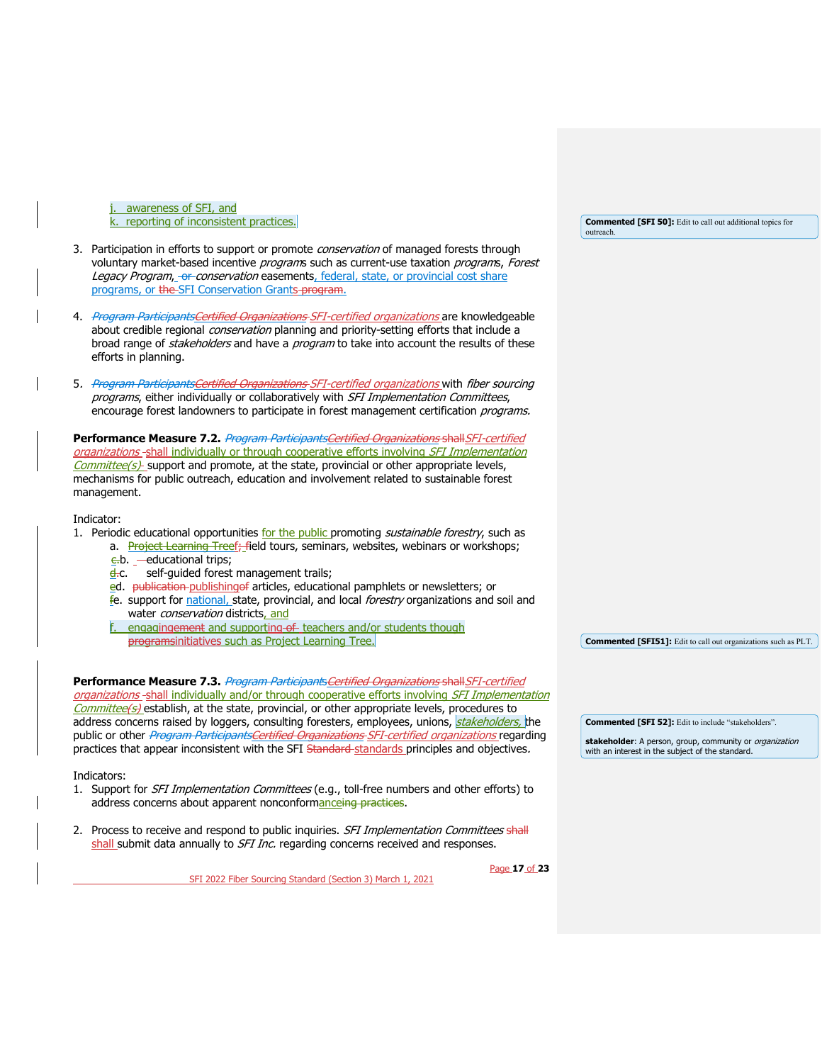j. awareness of SFI, and
k. reporting of inconsistent practices.

3. Participation in efforts to support or promote *conservation* of managed forests through voluntary market-based incentive *programs* such as current-use taxation *programs*, *Forest Legacy Program*, or *conservation* easements, federal, state, or provincial cost share programs, or the SFI Conservation Grants program.

4. *Program Participants Certified Organizations SFI-certified organizations* are knowledgeable about credible regional *conservation* planning and priority-setting efforts that include a broad range of *stakeholders* and have a *program* to take into account the results of these efforts in planning.

5. *Program Participants Certified Organizations SFI-certified organizations* with *fiber sourcing programs*, either individually or collaboratively with *SFI Implementation Committees*, encourage forest landowners to participate in forest management certification *programs.*

**Performance Measure 7.2.** *Program Participants Certified Organizations* shall *SFI-certified organizations* shall individually or through cooperative efforts involving *SFI Implementation Committee(s)* support and promote, at the state, provincial or other appropriate levels, mechanisms for public outreach, education and involvement related to sustainable forest management.

Indicator:

1. Periodic educational opportunities for the public promoting *sustainable forestry*, such as
   a. Project Learning Tree; field tours, seminars, websites, webinars or workshops;
   b. educational trips;
   c. self-guided forest management trails;
   d. publication publishing of articles, educational pamphlets or newsletters; or
   e. support for national, state, provincial, and local *forestry* organizations and soil and water *conservation* districts, and
   f. engagingement and supporting of teachers and/or students though programs initiatives such as Project Learning Tree.

**Performance Measure 7.3.** *Program Participants Certified Organizations* shall *SFI-certified organizations* shall individually and/or through cooperative efforts involving *SFI Implementation Committee(s)* establish, at the state, provincial, or other appropriate levels, procedures to address concerns raised by loggers, consulting foresters, employees, unions, *stakeholders*, the public or other *Program Participants Certified Organizations SFI-certified organizations* regarding practices that appear inconsistent with the SFI Standard standards principles and objectives.

Indicators:

1. Support for *SFI Implementation Committees* (e.g., toll-free numbers and other efforts) to address concerns about apparent nonconformanceing practices.

2. Process to receive and respond to public inquiries. *SFI Implementation Committees* shall shall submit data annually to *SFI Inc.* regarding concerns received and responses.

---

**Commented [SFI 50]:** Edit to call out additional topics for outreach.

**Commented [SFI51]:** Edit to call out organizations such as PLT.

**Commented [SFI 52]:** Edit to include "stakeholders".

**stakeholder**: A person, group, community or *organization* with an interest in the subject of the standard.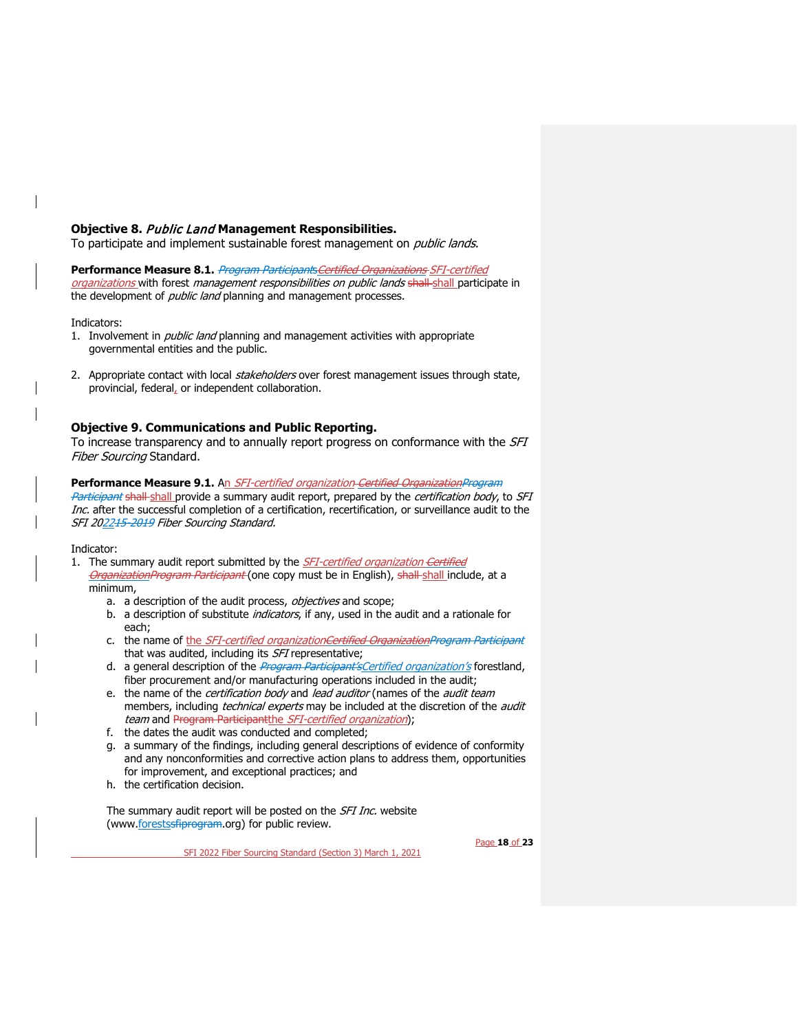## Objective 8. *Public Land* Management Responsibilities.

To participate and implement sustainable forest management on *public lands*.

**Performance Measure 8.1.** ~~*Program Participants*~~~~*Certified Organizations*~~ *SFI-certified organizations* with forest *management responsibilities on public lands* ~~shall~~ shall participate in the development of *public land* planning and management processes.

Indicators:

1. Involvement in *public land* planning and management activities with appropriate governmental entities and the public.
2. Appropriate contact with local *stakeholders* over forest management issues through state, provincial, federal, or independent collaboration.

## Objective 9. Communications and Public Reporting.

To increase transparency and to annually report progress on conformance with the *SFI Fiber Sourcing* Standard.

**Performance Measure 9.1.** An *SFI-certified organization* ~~*Certified Organization*~~~~*Program Participant*~~ ~~shall~~ shall provide a summary audit report, prepared by the *certification body*, to *SFI Inc.* after the successful completion of a certification, recertification, or surveillance audit to the *SFI 2022~~15-2019~~ Fiber Sourcing Standard.*

Indicator:

1. The summary audit report submitted by the *SFI-certified organization* ~~*Certified Organization*~~~~*Program Participant*~~ (one copy must be in English), ~~shall~~ shall include, at a minimum,
    a. a description of the audit process, *objectives* and scope;
    b. a description of substitute *indicators*, if any, used in the audit and a rationale for each;
    c. the name of the *SFI-certified organization*~~*Certified Organization*~~~~*Program Participant*~~ that was audited, including its *SFI* representative;
    d. a general description of the ~~*Program Participant's*~~*Certified organization's* forestland, fiber procurement and/or manufacturing operations included in the audit;
    e. the name of the *certification body* and *lead auditor* (names of the *audit team* members, including *technical experts* may be included at the discretion of the *audit team* and ~~Program Participant~~the *SFI-certified organization*);
    f. the dates the audit was conducted and completed;
    g. a summary of the findings, including general descriptions of evidence of conformity and any nonconformities and corrective action plans to address them, opportunities for improvement, and exceptional practices; and
    h. the certification decision.

    The summary audit report will be posted on the *SFI Inc.* website (www.forests~~sfiprogram~~.org) for public review.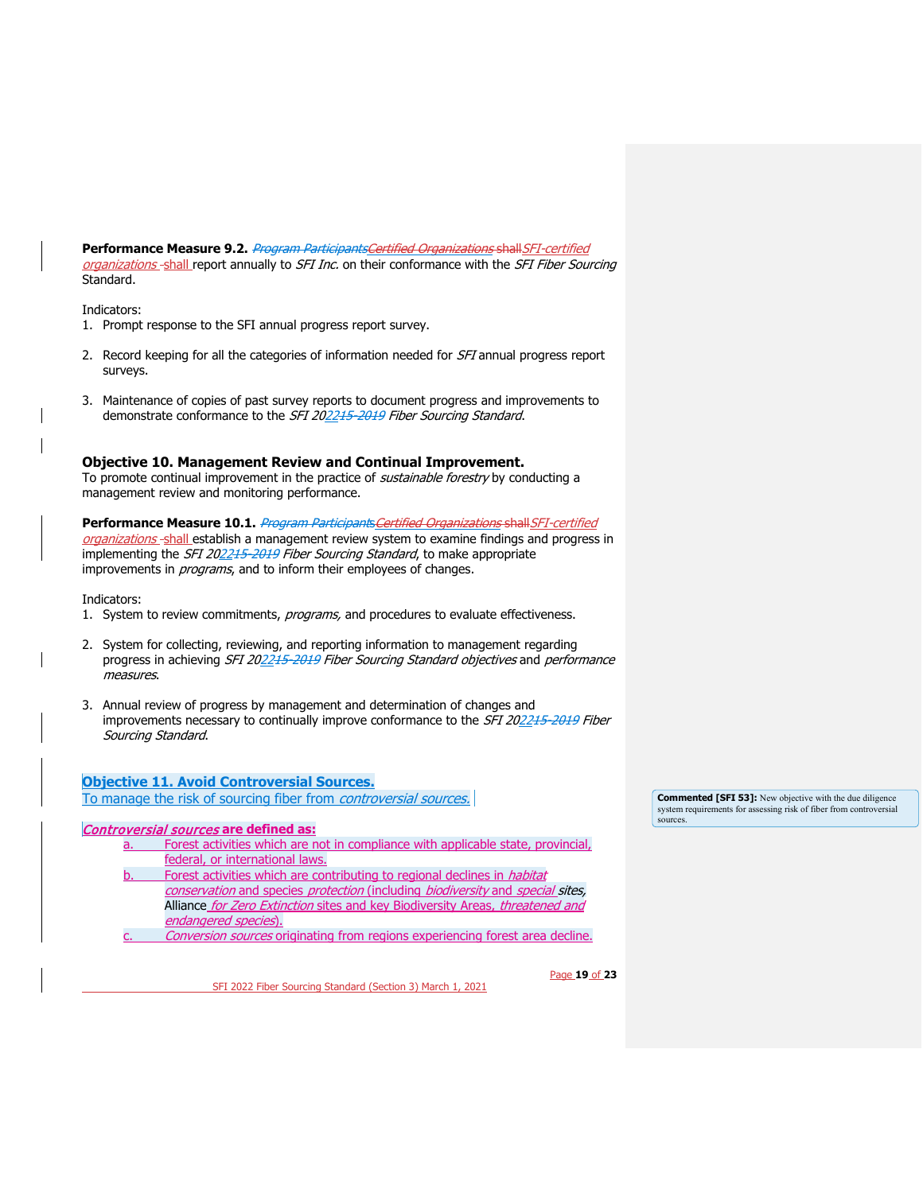**Performance Measure 9.2.** ~~*Program Participants*~~~~*Certified Organizations*~~ ~~shall~~*SFI-certified organizations* shall report annually to *SFI Inc.* on their conformance with the *SFI Fiber Sourcing* Standard.

Indicators:

1. Prompt response to the SFI annual progress report survey.
2. Record keeping for all the categories of information needed for *SFI* annual progress report surveys.
3. Maintenance of copies of past survey reports to document progress and improvements to demonstrate conformance to the *SFI 2022~~15-2019~~ Fiber Sourcing Standard.*

### Objective 10. Management Review and Continual Improvement.

To promote continual improvement in the practice of *sustainable forestry* by conducting a management review and monitoring performance.

**Performance Measure 10.1.** ~~*Program Participants*~~~~*Certified Organizations*~~ ~~shall~~*SFI-certified organizations* shall establish a management review system to examine findings and progress in implementing the *SFI 2022~~15-2019~~ Fiber Sourcing Standard*, to make appropriate improvements in *programs*, and to inform their employees of changes.

Indicators:

1. System to review commitments, *programs,* and procedures to evaluate effectiveness.
2. System for collecting, reviewing, and reporting information to management regarding progress in achieving *SFI 2022~~15-2019~~ Fiber Sourcing Standard objectives* and *performance measures*.
3. Annual review of progress by management and determination of changes and improvements necessary to continually improve conformance to the *SFI 2022~~15-2019~~ Fiber Sourcing Standard*.

### Objective 11. Avoid Controversial Sources.

To manage the risk of sourcing fiber from *controversial sources.*

***Controversial sources* are defined as:**

a. Forest activities which are not in compliance with applicable state, provincial, federal, or international laws.
b. Forest activities which are contributing to regional declines in *habitat conservation* and species *protection* (including *biodiversity* and *special sites*, Alliance *for Zero Extinction* sites and key Biodiversity Areas, *threatened and endangered species*).
c. *Conversion sources* originating from regions experiencing forest area decline.

**Commented [SFI 53]:** New objective with the due diligence system requirements for assessing risk of fiber from controversial sources.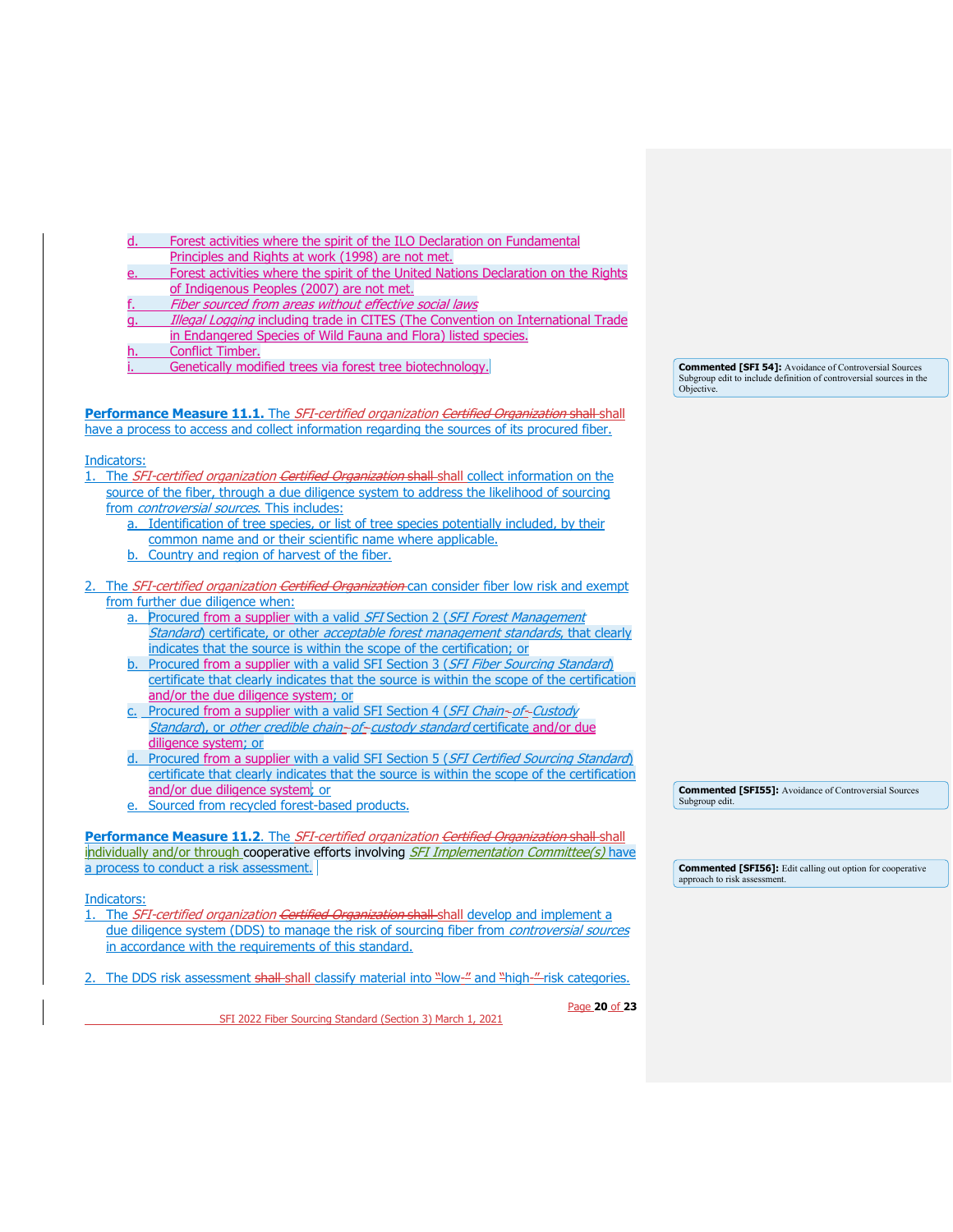d. Forest activities where the spirit of the ILO Declaration on Fundamental Principles and Rights at work (1998) are not met.
e. Forest activities where the spirit of the United Nations Declaration on the Rights of Indigenous Peoples (2007) are not met.
f. *Fiber sourced from areas without effective social laws*
g. *Illegal Logging* including trade in CITES (The Convention on International Trade in Endangered Species of Wild Fauna and Flora) listed species.
h. Conflict Timber.
i. Genetically modified trees via forest tree biotechnology.

**Performance Measure 11.1.** The *SFI-certified organization* shall have a process to access and collect information regarding the sources of its procured fiber.

Indicators:

1. The *SFI-certified organization* shall collect information on the source of the fiber, through a due diligence system to address the likelihood of sourcing from *controversial sources*. This includes:
   a. Identification of tree species, or list of tree species potentially included, by their common name and or their scientific name where applicable.
   b. Country and region of harvest of the fiber.

2. The *SFI-certified organization* can consider fiber low risk and exempt from further due diligence when:
   a. Procured from a supplier with a valid *SFI* Section 2 (*SFI Forest Management Standard*) certificate, or other *acceptable forest management standards*, that clearly indicates that the source is within the scope of the certification; or
   b. Procured from a supplier with a valid SFI Section 3 (*SFI Fiber Sourcing Standard*) certificate that clearly indicates that the source is within the scope of the certification and/or the due diligence system; or
   c. Procured from a supplier with a valid SFI Section 4 (*SFI Chain-of-Custody Standard*), or *other credible chain-of-custody standard* certificate and/or due diligence system; or
   d. Procured from a supplier with a valid SFI Section 5 (*SFI Certified Sourcing Standard*) certificate that clearly indicates that the source is within the scope of the certification and/or due diligence system; or
   e. Sourced from recycled forest-based products.

**Performance Measure 11.2**. The *SFI-certified organization* shall individually and/or through cooperative efforts involving *SFI Implementation Committee(s)* have a process to conduct a risk assessment.

Indicators:

1. The *SFI-certified organization* shall develop and implement a due diligence system (DDS) to manage the risk of sourcing fiber from *controversial sources* in accordance with the requirements of this standard.

2. The DDS risk assessment shall classify material into "low" and "high" risk categories.

**Commented [SFI 54]:** Avoidance of Controversial Sources Subgroup edit to include definition of controversial sources in the Objective.

**Commented [SFI55]:** Avoidance of Controversial Sources Subgroup edit.

**Commented [SFI56]:** Edit calling out option for cooperative approach to risk assessment.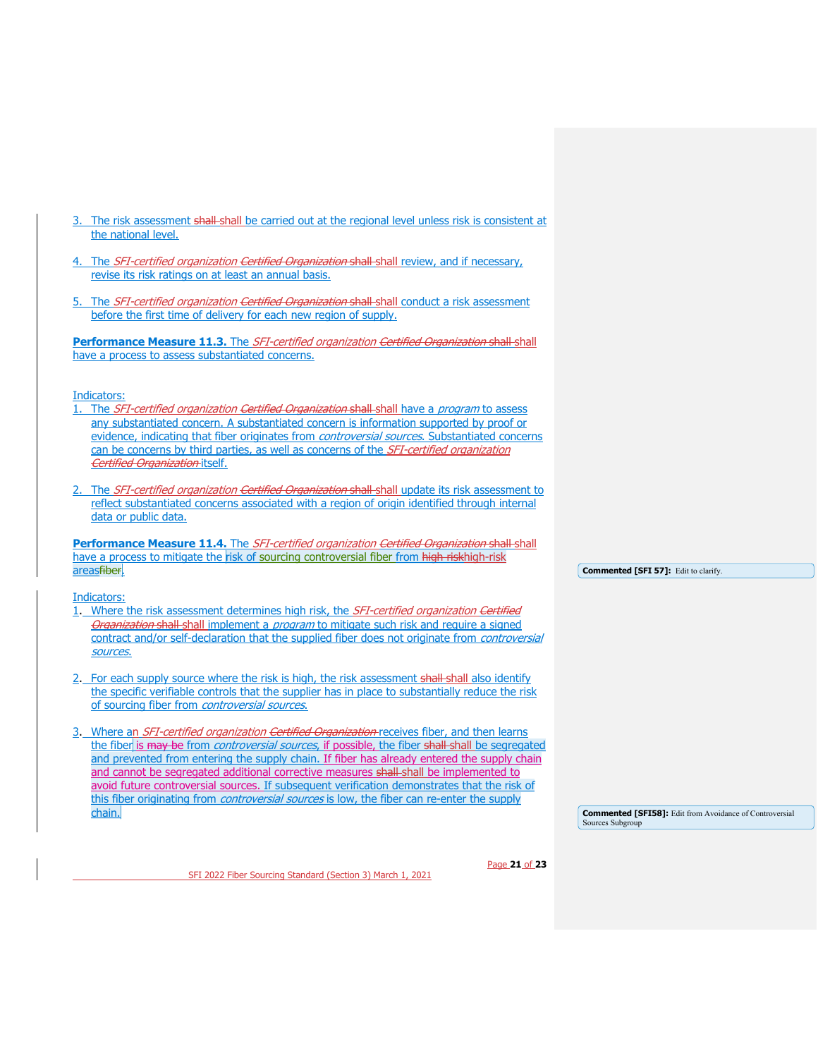3. The risk assessment ~~shall~~ shall be carried out at the regional level unless risk is consistent at the national level.

4. The *SFI-certified organization* ~~*Certified Organization*~~ ~~shall~~ shall review, and if necessary, revise its risk ratings on at least an annual basis.

5. The *SFI-certified organization* ~~*Certified Organization*~~ ~~shall~~ shall conduct a risk assessment before the first time of delivery for each new region of supply.

**Performance Measure 11.3.** The *SFI-certified organization* ~~*Certified Organization*~~ ~~shall~~ shall have a process to assess substantiated concerns.

Indicators:

1. The *SFI-certified organization* ~~*Certified Organization*~~ ~~shall~~ shall have a *program* to assess any substantiated concern. A substantiated concern is information supported by proof or evidence, indicating that fiber originates from *controversial sources*. Substantiated concerns can be concerns by third parties, as well as concerns of the *SFI-certified organization* ~~*Certified Organization*~~ itself.

2. The *SFI-certified organization* ~~*Certified Organization*~~ ~~shall~~ shall update its risk assessment to reflect substantiated concerns associated with a region of origin identified through internal data or public data.

**Performance Measure 11.4.** The *SFI-certified organization* ~~*Certified Organization*~~ ~~shall~~ shall have a process to mitigate the risk of sourcing controversial fiber from ~~high-risk~~high-risk areas~~fiber~~.

**Commented [SFI 57]:** Edit to clarify.

Indicators:

1. Where the risk assessment determines high risk, the *SFI-certified organization* ~~*Certified Organization*~~ ~~shall~~ shall implement a *program* to mitigate such risk and require a signed contract and/or self-declaration that the supplied fiber does not originate from *controversial sources*.

2. For each supply source where the risk is high, the risk assessment ~~shall~~ shall also identify the specific verifiable controls that the supplier has in place to substantially reduce the risk of sourcing fiber from *controversial sources*.

3. Where an *SFI-certified organization* ~~*Certified Organization*~~ receives fiber, and then learns the fiber is ~~may be~~ from *controversial sources*, if possible, the fiber ~~shall~~ shall be segregated and prevented from entering the supply chain. If fiber has already entered the supply chain and cannot be segregated additional corrective measures ~~shall~~ shall be implemented to avoid future controversial sources. If subsequent verification demonstrates that the risk of this fiber originating from *controversial sources* is low, the fiber can re-enter the supply chain.

**Commented [SFI58]:** Edit from Avoidance of Controversial Sources Subgroup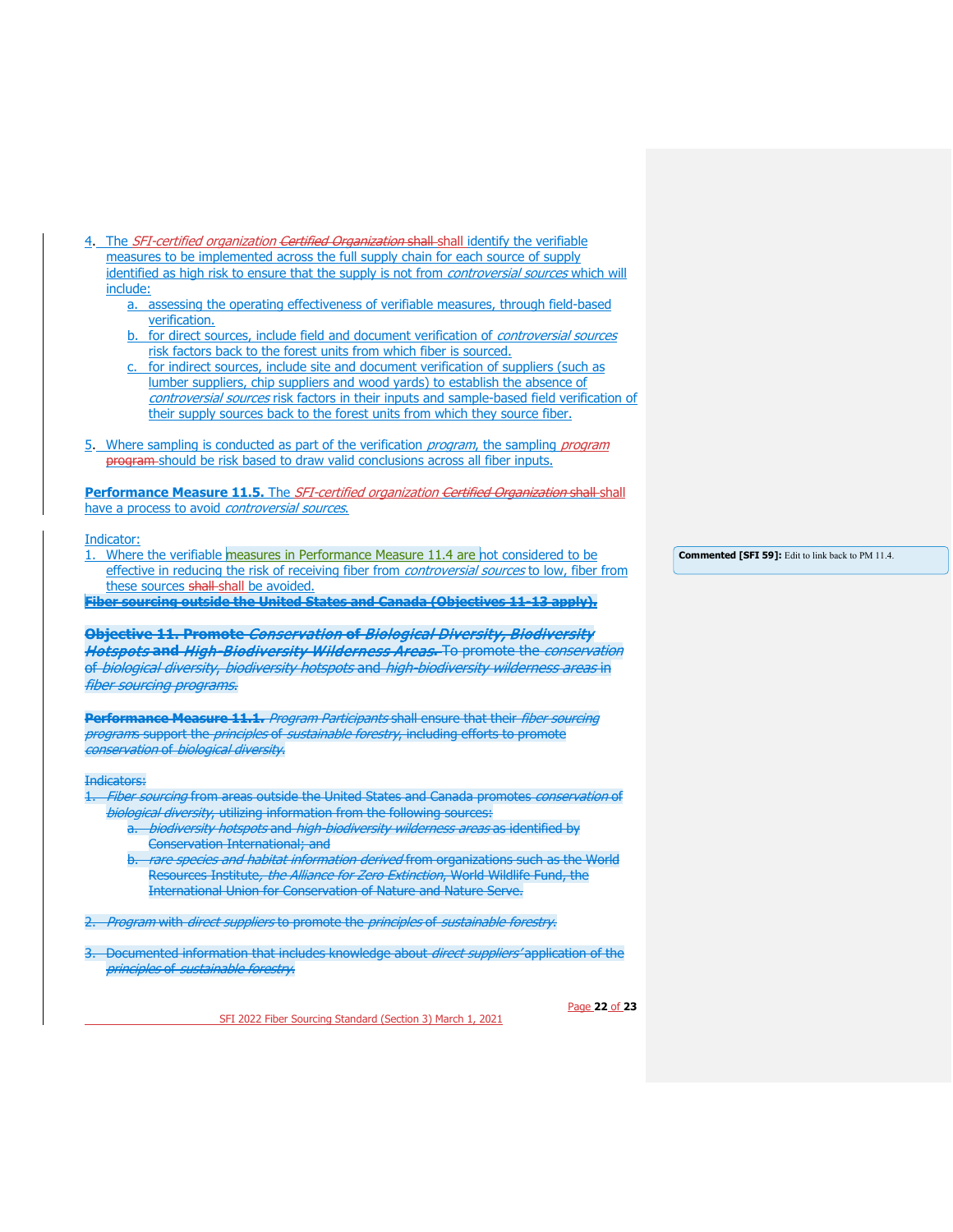4. The *SFI-certified organization* ~~*Certified Organization*~~ ~~shall~~ shall identify the verifiable measures to be implemented across the full supply chain for each source of supply identified as high risk to ensure that the supply is not from *controversial sources* which will include:
   a. assessing the operating effectiveness of verifiable measures, through field-based verification.
   b. for direct sources, include field and document verification of *controversial sources* risk factors back to the forest units from which fiber is sourced.
   c. for indirect sources, include site and document verification of suppliers (such as lumber suppliers, chip suppliers and wood yards) to establish the absence of *controversial sources* risk factors in their inputs and sample-based field verification of their supply sources back to the forest units from which they source fiber.

5. Where sampling is conducted as part of the verification *program*, the sampling *program* ~~program~~ should be risk based to draw valid conclusions across all fiber inputs.

**Performance Measure 11.5.** The *SFI-certified organization* ~~*Certified Organization*~~ ~~shall~~ shall have a process to avoid *controversial sources*.

Indicator:

1. Where the verifiable measures in Performance Measure 11.4 are not considered to be effective in reducing the risk of receiving fiber from *controversial sources* to low, fiber from these sources ~~shall~~ shall be avoided.

**Commented [SFI 59]:** Edit to link back to PM 11.4.

~~**Fiber sourcing outside the United States and Canada (Objectives 11-13 apply).**~~

~~**Objective 11. Promote *Conservation* of *Biological Diversity, Biodiversity Hotspots* and *High-Biodiversity Wilderness Areas.*** To promote the *conservation* of *biological diversity, biodiversity hotspots* and *high-biodiversity wilderness areas* in *fiber sourcing programs.*~~

~~**Performance Measure 11.1.** *Program Participants* shall ensure that their *fiber sourcing programs* support the *principles* of *sustainable forestry*, including efforts to promote *conservation* of *biological diversity.*~~

~~Indicators:~~

1. ~~*Fiber sourcing* from areas outside the United States and Canada promotes *conservation* of *biological diversity*, utilizing information from the following sources:~~
   a. ~~*biodiversity hotspots* and *high-biodiversity wilderness areas* as identified by Conservation International; and~~
   b. ~~*rare species and habitat information derived* from organizations such as the World Resources Institute, *the Alliance for Zero Extinction*, World Wildlife Fund, the International Union for Conservation of Nature and Nature Serve.~~

2. ~~*Program* with *direct suppliers* to promote the *principles* of *sustainable forestry.*~~

3. ~~Documented information that includes knowledge about *direct suppliers'* application of the *principles* of *sustainable forestry.*~~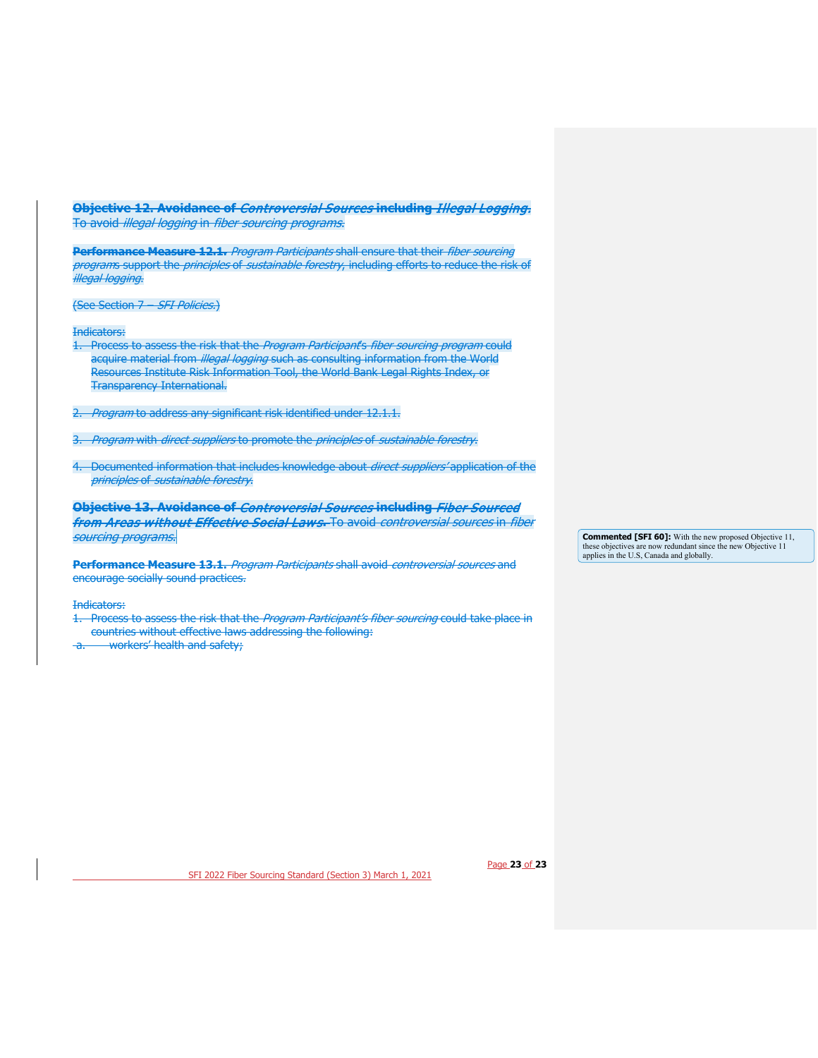**Objective 12. Avoidance of *Controversial Sources* including *Illegal Logging*.** To avoid *illegal logging* in *fiber sourcing programs.*

**Performance Measure 12.1.** *Program Participants* shall ensure that their *fiber sourcing programs* support the *principles* of *sustainable forestry*, including efforts to reduce the risk of *illegal logging*.

(See Section 7 – *SFI Policies*.)

Indicators:

1. Process to assess the risk that the *Program Participant's fiber sourcing program* could acquire material from *illegal logging* such as consulting information from the World Resources Institute Risk Information Tool, the World Bank Legal Rights Index, or Transparency International.

2. *Program* to address any significant risk identified under 12.1.1.

3. *Program* with *direct suppliers* to promote the *principles* of *sustainable forestry*.

4. Documented information that includes knowledge about *direct suppliers'* application of the *principles* of *sustainable forestry*.

**Objective 13. Avoidance of *Controversial Sources* including *Fiber Sourced from Areas without Effective Social Laws*.** To avoid *controversial sources* in *fiber sourcing programs.*

**Commented [SFI 60]:** With the new proposed Objective 11, these objectives are now redundant since the new Objective 11 applies in the U.S, Canada and globally.

**Performance Measure 13.1.** *Program Participants* shall avoid *controversial sources* and encourage socially sound practices.

Indicators:

1. Process to assess the risk that the *Program Participant's fiber sourcing* could take place in countries without effective laws addressing the following:
   a. workers' health and safety;